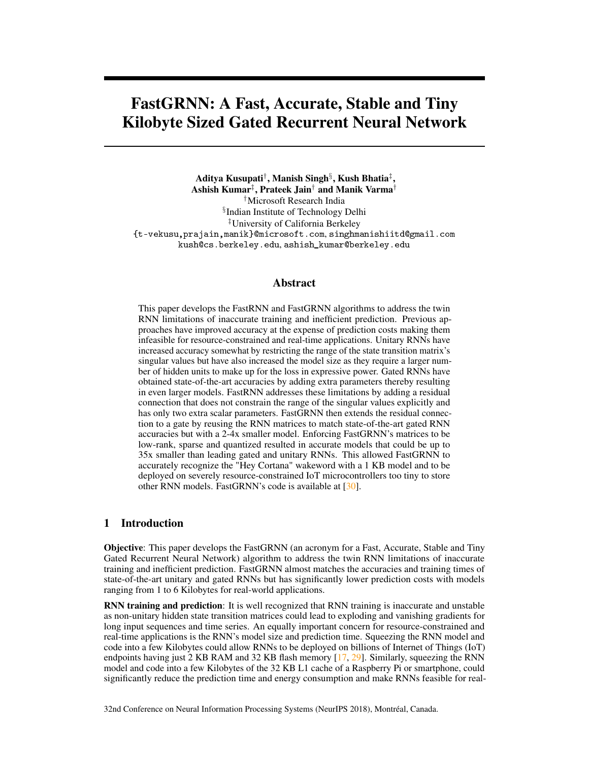# FastGRNN: A Fast, Accurate, Stable and Tiny Kilobyte Sized Gated Recurrent Neural Network

**Aditya Kusupati**[†], **Manish Singh**[§], **Kush Bhatia**[‡], **Ashish Kumar**[‡], **Prateek Jain**[†] **and Manik Varma**[†]

[†]Microsoft Research India

[§]Indian Institute of Technology Delhi

[‡]University of California Berkeley

{t-vekusu,prajain,manik}@microsoft.com, singhmanishiitd@gmail.com
kush@cs.berkeley.edu, ashish_kumar@berkeley.edu

## Abstract

This paper develops the FastRNN and FastGRNN algorithms to address the twin RNN limitations of inaccurate training and inefficient prediction. Previous approaches have improved accuracy at the expense of prediction costs making them infeasible for resource-constrained and real-time applications. Unitary RNNs have increased accuracy somewhat by restricting the range of the state transition matrix's singular values but have also increased the model size as they require a larger number of hidden units to make up for the loss in expressive power. Gated RNNs have obtained state-of-the-art accuracies by adding extra parameters thereby resulting in even larger models. FastRNN addresses these limitations by adding a residual connection that does not constrain the range of the singular values explicitly and has only two extra scalar parameters. FastGRNN then extends the residual connection to a gate by reusing the RNN matrices to match state-of-the-art gated RNN accuracies but with a 2-4x smaller model. Enforcing FastGRNN's matrices to be low-rank, sparse and quantized resulted in accurate models that could be up to 35x smaller than leading gated and unitary RNNs. This allowed FastGRNN to accurately recognize the "Hey Cortana" wakeword with a 1 KB model and to be deployed on severely resource-constrained IoT microcontrollers too tiny to store other RNN models. FastGRNN's code is available at [30].

## 1 Introduction

**Objective**: This paper develops the FastGRNN (an acronym for a Fast, Accurate, Stable and Tiny Gated Recurrent Neural Network) algorithm to address the twin RNN limitations of inaccurate training and inefficient prediction. FastGRNN almost matches the accuracies and training times of state-of-the-art unitary and gated RNNs but has significantly lower prediction costs with models ranging from 1 to 6 Kilobytes for real-world applications.

**RNN training and prediction**: It is well recognized that RNN training is inaccurate and unstable as non-unitary hidden state transition matrices could lead to exploding and vanishing gradients for long input sequences and time series. An equally important concern for resource-constrained and real-time applications is the RNN's model size and prediction time. Squeezing the RNN model and code into a few Kilobytes could allow RNNs to be deployed on billions of Internet of Things (IoT) endpoints having just 2 KB RAM and 32 KB flash memory [17, 29]. Similarly, squeezing the RNN model and code into a few Kilobytes of the 32 KB L1 cache of a Raspberry Pi or smartphone, could significantly reduce the prediction time and energy consumption and make RNNs feasible for real-

32nd Conference on Neural Information Processing Systems (NeurIPS 2018), Montréal, Canada.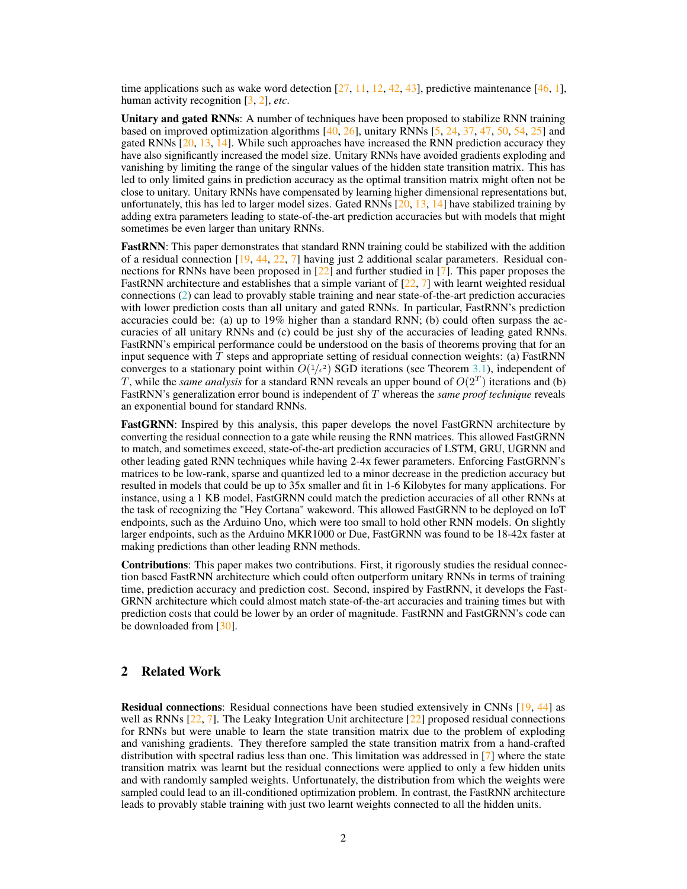time applications such as wake word detection [27, 11, 12, 42, 43], predictive maintenance [46, 1], human activity recognition [3, 2], *etc*.

**Unitary and gated RNNs**: A number of techniques have been proposed to stabilize RNN training based on improved optimization algorithms [40, 26], unitary RNNs [5, 24, 37, 47, 50, 54, 25] and gated RNNs [20, 13, 14]. While such approaches have increased the RNN prediction accuracy they have also significantly increased the model size. Unitary RNNs have avoided gradients exploding and vanishing by limiting the range of the singular values of the hidden state transition matrix. This has led to only limited gains in prediction accuracy as the optimal transition matrix might often not be close to unitary. Unitary RNNs have compensated by learning higher dimensional representations but, unfortunately, this has led to larger model sizes. Gated RNNs [20, 13, 14] have stabilized training by adding extra parameters leading to state-of-the-art prediction accuracies but with models that might sometimes be even larger than unitary RNNs.

**FastRNN**: This paper demonstrates that standard RNN training could be stabilized with the addition of a residual connection [19, 44, 22, 7] having just 2 additional scalar parameters. Residual connections for RNNs have been proposed in [22] and further studied in [7]. This paper proposes the FastRNN architecture and establishes that a simple variant of [22, 7] with learnt weighted residual connections (2) can lead to provably stable training and near state-of-the-art prediction accuracies with lower prediction costs than all unitary and gated RNNs. In particular, FastRNN's prediction accuracies could be: (a) up to 19% higher than a standard RNN; (b) could often surpass the accuracies of all unitary RNNs and (c) could be just shy of the accuracies of leading gated RNNs. FastRNN's empirical performance could be understood on the basis of theorems proving that for an input sequence with $T$ steps and appropriate setting of residual connection weights: (a) FastRNN converges to a stationary point within $O(1/\epsilon^2)$ SGD iterations (see Theorem 3.1), independent of $T$, while the *same analysis* for a standard RNN reveals an upper bound of $O(2^T)$ iterations and (b) FastRNN's generalization error bound is independent of $T$ whereas the *same proof technique* reveals an exponential bound for standard RNNs.

**FastGRNN**: Inspired by this analysis, this paper develops the novel FastGRNN architecture by converting the residual connection to a gate while reusing the RNN matrices. This allowed FastGRNN to match, and sometimes exceed, state-of-the-art prediction accuracies of LSTM, GRU, UGRNN and other leading gated RNN techniques while having 2-4x fewer parameters. Enforcing FastGRNN's matrices to be low-rank, sparse and quantized led to a minor decrease in the prediction accuracy but resulted in models that could be up to 35x smaller and fit in 1-6 Kilobytes for many applications. For instance, using a 1 KB model, FastGRNN could match the prediction accuracies of all other RNNs at the task of recognizing the "Hey Cortana" wakeword. This allowed FastGRNN to be deployed on IoT endpoints, such as the Arduino Uno, which were too small to hold other RNN models. On slightly larger endpoints, such as the Arduino MKR1000 or Due, FastGRNN was found to be 18-42x faster at making predictions than other leading RNN methods.

**Contributions**: This paper makes two contributions. First, it rigorously studies the residual connection based FastRNN architecture which could often outperform unitary RNNs in terms of training time, prediction accuracy and prediction cost. Second, inspired by FastRNN, it develops the FastGRNN architecture which could almost match state-of-the-art accuracies and training times but with prediction costs that could be lower by an order of magnitude. FastRNN and FastGRNN's code can be downloaded from [30].

## 2 Related Work

**Residual connections**: Residual connections have been studied extensively in CNNs [19, 44] as well as RNNs [22, 7]. The Leaky Integration Unit architecture [22] proposed residual connections for RNNs but were unable to learn the state transition matrix due to the problem of exploding and vanishing gradients. They therefore sampled the state transition matrix from a hand-crafted distribution with spectral radius less than one. This limitation was addressed in [7] where the state transition matrix was learnt but the residual connections were applied to only a few hidden units and with randomly sampled weights. Unfortunately, the distribution from which the weights were sampled could lead to an ill-conditioned optimization problem. In contrast, the FastRNN architecture leads to provably stable training with just two learnt weights connected to all the hidden units.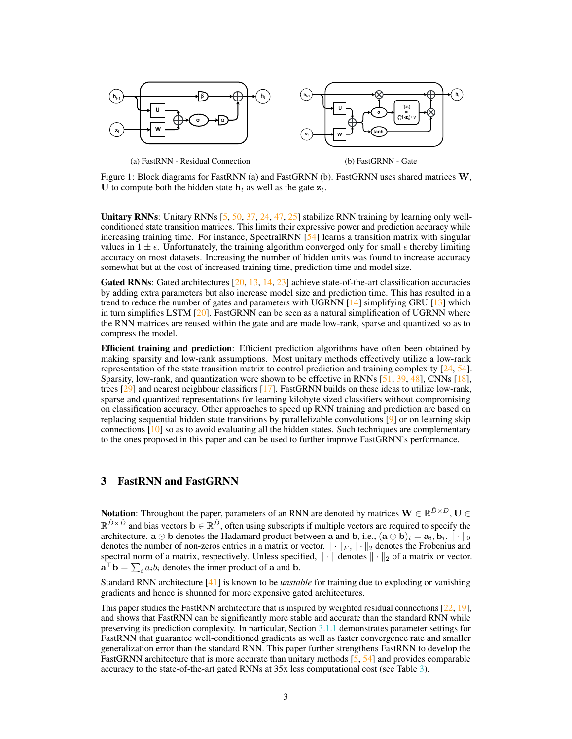(a) FastRNN - Residual Connection

(b) FastGRNN - Gate

Figure 1: Block diagrams for FastRNN (a) and FastGRNN (b). FastGRNN uses shared matrices $\mathbf{W}$, $\mathbf{U}$ to compute both the hidden state $\mathbf{h}_t$ as well as the gate $\mathbf{z}_t$.

**Unitary RNNs**: Unitary RNNs [5, 50, 37, 24, 47, 25] stabilize RNN training by learning only well-conditioned state transition matrices. This limits their expressive power and prediction accuracy while increasing training time. For instance, SpectralRNN [54] learns a transition matrix with singular values in $1 \pm \epsilon$. Unfortunately, the training algorithm converged only for small $\epsilon$ thereby limiting accuracy on most datasets. Increasing the number of hidden units was found to increase accuracy somewhat but at the cost of increased training time, prediction time and model size.

**Gated RNNs**: Gated architectures [20, 13, 14, 23] achieve state-of-the-art classification accuracies by adding extra parameters but also increase model size and prediction time. This has resulted in a trend to reduce the number of gates and parameters with UGRNN [14] simplifying GRU [13] which in turn simplifies LSTM [20]. FastGRNN can be seen as a natural simplification of UGRNN where the RNN matrices are reused within the gate and are made low-rank, sparse and quantized so as to compress the model.

**Efficient training and prediction**: Efficient prediction algorithms have often been obtained by making sparsity and low-rank assumptions. Most unitary methods effectively utilize a low-rank representation of the state transition matrix to control prediction and training complexity [24, 54]. Sparsity, low-rank, and quantization were shown to be effective in RNNs [51, 39, 48], CNNs [18], trees [29] and nearest neighbour classifiers [17]. FastGRNN builds on these ideas to utilize low-rank, sparse and quantized representations for learning kilobyte sized classifiers without compromising on classification accuracy. Other approaches to speed up RNN training and prediction are based on replacing sequential hidden state transitions by parallelizable convolutions [9] or on learning skip connections [10] so as to avoid evaluating all the hidden states. Such techniques are complementary to the ones proposed in this paper and can be used to further improve FastGRNN's performance.

## 3 FastRNN and FastGRNN

**Notation**: Throughout the paper, parameters of an RNN are denoted by matrices $\mathbf{W} \in \mathbb{R}^{\hat{D} \times D}$, $\mathbf{U} \in \mathbb{R}^{\hat{D} \times \hat{D}}$ and bias vectors $\mathbf{b} \in \mathbb{R}^{\hat{D}}$, often using subscripts if multiple vectors are required to specify the architecture. $\mathbf{a} \odot \mathbf{b}$ denotes the Hadamard product between $\mathbf{a}$ and $\mathbf{b}$, i.e., $(\mathbf{a} \odot \mathbf{b})_i = \mathbf{a}_i, \mathbf{b}_i$. $\| \cdot \|_0$ denotes the number of non-zeros entries in a matrix or vector. $\| \cdot \|_F, \| \cdot \|_2$ denotes the Frobenius and spectral norm of a matrix, respectively. Unless specified, $\| \cdot \|$ denotes $\| \cdot \|_2$ of a matrix or vector. $\mathbf{a}^\top \mathbf{b} = \sum_i a_i b_i$ denotes the inner product of $\mathbf{a}$ and $\mathbf{b}$.

Standard RNN architecture [41] is known to be *unstable* for training due to exploding or vanishing gradients and hence is shunned for more expensive gated architectures.

This paper studies the FastRNN architecture that is inspired by weighted residual connections [22, 19], and shows that FastRNN can be significantly more stable and accurate than the standard RNN while preserving its prediction complexity. In particular, Section 3.1.1 demonstrates parameter settings for FastRNN that guarantee well-conditioned gradients as well as faster convergence rate and smaller generalization error than the standard RNN. This paper further strengthens FastRNN to develop the FastGRNN architecture that is more accurate than unitary methods [5, 54] and provides comparable accuracy to the state-of-the-art gated RNNs at 35x less computational cost (see Table 3).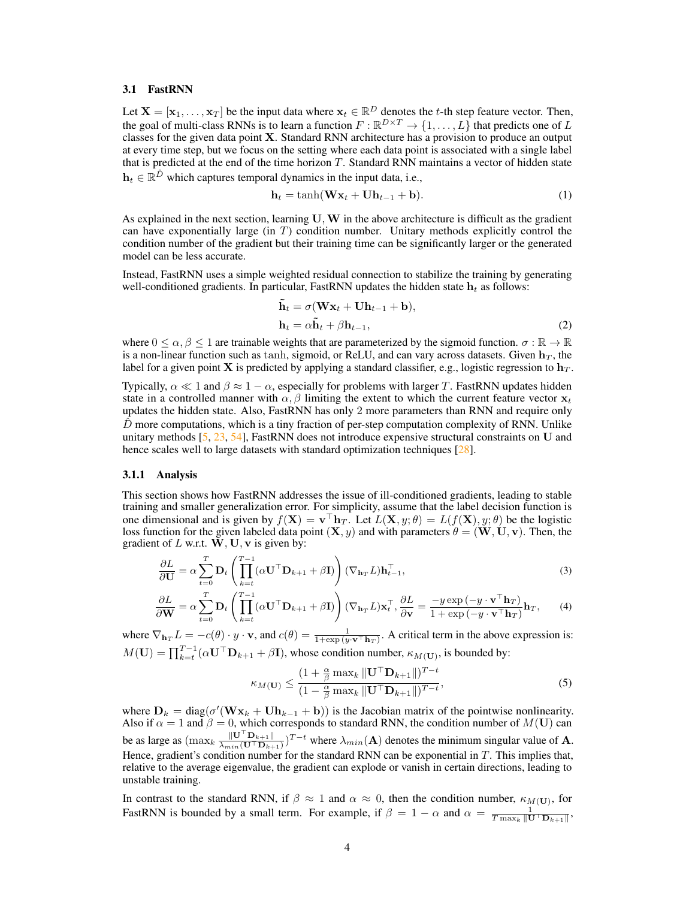### 3.1 FastRNN

Let $\mathbf{X} = [\mathbf{x}_1, \dots, \mathbf{x}_T]$ be the input data where $\mathbf{x}_t \in \mathbb{R}^D$ denotes the $t$-th step feature vector. Then, the goal of multi-class RNNs is to learn a function $F : \mathbb{R}^{D \times T} \to \{1, \dots, L\}$ that predicts one of $L$ classes for the given data point $\mathbf{X}$. Standard RNN architecture has a provision to produce an output at every time step, but we focus on the setting where each data point is associated with a single label that is predicted at the end of the time horizon $T$. Standard RNN maintains a vector of hidden state $\mathbf{h}_t \in \mathbb{R}^{\hat{D}}$ which captures temporal dynamics in the input data, i.e.,

$$\mathbf{h}_t = \tanh(\mathbf{W}\mathbf{x}_t + \mathbf{U}\mathbf{h}_{t-1} + \mathbf{b}). \tag{1}$$

As explained in the next section, learning $\mathbf{U}, \mathbf{W}$ in the above architecture is difficult as the gradient can have exponentially large (in $T$) condition number. Unitary methods explicitly control the condition number of the gradient but their training time can be significantly larger or the generated model can be less accurate.

Instead, FastRNN uses a simple weighted residual connection to stabilize the training by generating well-conditioned gradients. In particular, FastRNN updates the hidden state $\mathbf{h}_t$ as follows:

$$\begin{aligned} \tilde{\mathbf{h}}_t &= \sigma(\mathbf{W}\mathbf{x}_t + \mathbf{U}\mathbf{h}_{t-1} + \mathbf{b}), \\ \mathbf{h}_t &= \alpha \tilde{\mathbf{h}}_t + \beta \mathbf{h}_{t-1}, \end{aligned} \tag{2}$$

where $0 \le \alpha, \beta \le 1$ are trainable weights that are parameterized by the sigmoid function. $\sigma : \mathbb{R} \to \mathbb{R}$ is a non-linear function such as $\tanh$, sigmoid, or ReLU, and can vary across datasets. Given $\mathbf{h}_T$, the label for a given point $\mathbf{X}$ is predicted by applying a standard classifier, e.g., logistic regression to $\mathbf{h}_T$.

Typically, $\alpha \ll 1$ and $\beta \approx 1 - \alpha$, especially for problems with larger $T$. FastRNN updates hidden state in a controlled manner with $\alpha, \beta$ limiting the extent to which the current feature vector $\mathbf{x}_t$ updates the hidden state. Also, FastRNN has only 2 more parameters than RNN and require only $\hat{D}$ more computations, which is a tiny fraction of per-step computation complexity of RNN. Unlike unitary methods [5, 23, 54], FastRNN does not introduce expensive structural constraints on $\mathbf{U}$ and hence scales well to large datasets with standard optimization techniques [28].

#### 3.1.1 Analysis

This section shows how FastRNN addresses the issue of ill-conditioned gradients, leading to stable training and smaller generalization error. For simplicity, assume that the label decision function is one dimensional and is given by $f(\mathbf{X}) = \mathbf{v}^\top \mathbf{h}_T$. Let $L(\mathbf{X}, y; \theta) = L(f(\mathbf{X}), y; \theta)$ be the logistic loss function for the given labeled data point $(\mathbf{X}, y)$ and with parameters $\theta = (\mathbf{W}, \mathbf{U}, \mathbf{v})$. Then, the gradient of $L$ w.r.t. $\mathbf{W}, \mathbf{U}, \mathbf{v}$ is given by:

$$\frac{\partial L}{\partial \mathbf{U}} = \alpha \sum_{t=0}^{T} \mathbf{D}_t \left( \prod_{k=t}^{T-1} (\alpha \mathbf{U}^\top \mathbf{D}_{k+1} + \beta \mathbf{I}) \right) (\nabla_{\mathbf{h}_T} L) \mathbf{h}_{t-1}^\top, \tag{3}$$

$$\frac{\partial L}{\partial \mathbf{W}} = \alpha \sum_{t=0}^{T} \mathbf{D}_t \left( \prod_{k=t}^{T-1} (\alpha \mathbf{U}^\top \mathbf{D}_{k+1} + \beta \mathbf{I}) \right) (\nabla_{\mathbf{h}_T} L) \mathbf{x}_t^\top, \quad \frac{\partial L}{\partial \mathbf{v}} = \frac{-y \exp\left(-y \cdot \mathbf{v}^\top \mathbf{h}_T\right)}{1 + \exp\left(-y \cdot \mathbf{v}^\top \mathbf{h}_T\right)} \mathbf{h}_T, \tag{4}$$

where $\nabla_{\mathbf{h}_T} L = -c(\theta) \cdot y \cdot \mathbf{v}$, and $c(\theta) = \frac{1}{1 + \exp\left(y \cdot \mathbf{v}^\top \mathbf{h}_T\right)}$. A critical term in the above expression is: $M(\mathbf{U}) = \prod_{k=t}^{T-1} (\alpha \mathbf{U}^\top \mathbf{D}_{k+1} + \beta \mathbf{I})$, whose condition number, $\kappa_{M(\mathbf{U})}$, is bounded by:

$$\kappa_{M(\mathbf{U})} \le \frac{(1 + \frac{\alpha}{\beta} \max_k \|\mathbf{U}^\top \mathbf{D}_{k+1}\|)^{T-t}}{(1 - \frac{\alpha}{\beta} \max_k \|\mathbf{U}^\top \mathbf{D}_{k+1}\|)^{T-t}}, \tag{5}$$

where $\mathbf{D}_k = \operatorname{diag}(\sigma'(\mathbf{W}\mathbf{x}_k + \mathbf{U}\mathbf{h}_{k-1} + \mathbf{b}))$ is the Jacobian matrix of the pointwise nonlinearity. Also if $\alpha = 1$ and $\beta = 0$, which corresponds to standard RNN, the condition number of $M(\mathbf{U})$ can be as large as $(\max_k \frac{\|\mathbf{U}^\top \mathbf{D}_{k+1}\|}{\lambda_{min}(\mathbf{U}^\top \mathbf{D}_{k+1})})^{T-t}$ where $\lambda_{min}(\mathbf{A})$ denotes the minimum singular value of $\mathbf{A}$. Hence, gradient's condition number for the standard RNN can be exponential in $T$. This implies that, relative to the average eigenvalue, the gradient can explode or vanish in certain directions, leading to unstable training.

In contrast to the standard RNN, if $\beta \approx 1$ and $\alpha \approx 0$, then the condition number, $\kappa_{M(\mathbf{U})}$, for FastRNN is bounded by a small term. For example, if $\beta = 1 - \alpha$ and $\alpha = \frac{1}{T \max_k \|\mathbf{U}^\top \mathbf{D}_{k+1}\|}$,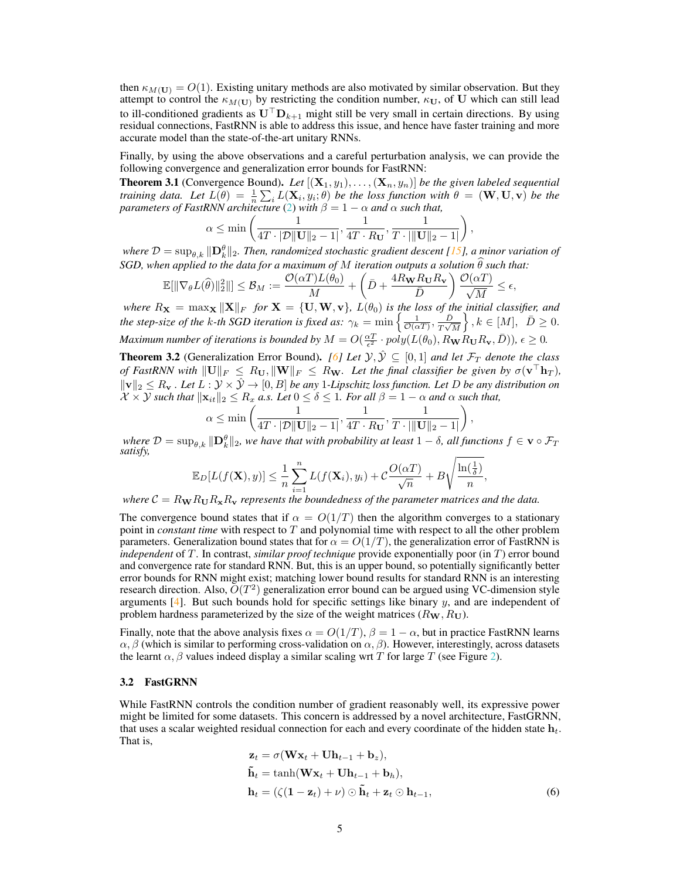then $\kappa_{M(\mathbf{U})} = O(1)$. Existing unitary methods are also motivated by similar observation. But they attempt to control the $\kappa_{M(\mathbf{U})}$ by restricting the condition number, $\kappa_{\mathbf{U}}$, of $\mathbf{U}$ which can still lead to ill-conditioned gradients as $\mathbf{U}^\top \mathbf{D}_{k+1}$ might still be very small in certain directions. By using residual connections, FastRNN is able to address this issue, and hence have faster training and more accurate model than the state-of-the-art unitary RNNs.

Finally, by using the above observations and a careful perturbation analysis, we can provide the following convergence and generalization error bounds for FastRNN:

**Theorem 3.1** (Convergence Bound)**.** *Let $[(\mathbf{X}_1, y_1), \ldots, (\mathbf{X}_n, y_n)]$ be the given labeled sequential training data. Let $L(\theta) = \frac{1}{n}\sum_i L(\mathbf{X}_i, y_i; \theta)$ be the loss function with $\theta = (\mathbf{W}, \mathbf{U}, \mathbf{v})$ be the parameters of FastRNN architecture (2) with $\beta = 1 - \alpha$ and $\alpha$ such that,*

$$\alpha \leq \min\left(\frac{1}{4T \cdot |\mathcal{D}\|\mathbf{U}\|_2 - 1|}, \frac{1}{4T \cdot R_{\mathbf{U}}}, \frac{1}{T \cdot |\|\mathbf{U}\|_2 - 1|}\right),$$

*where $\mathcal{D} = \sup_{\theta, k} \|\mathbf{D}_k^\theta\|_2$. Then, randomized stochastic gradient descent [15], a minor variation of SGD, when applied to the data for a maximum of $M$ iteration outputs a solution $\widehat{\theta}$ such that:*

$$\mathbb{E}[\|\nabla_\theta L(\widehat{\theta})\|_2^2\|] \leq \mathcal{B}_M := \frac{\mathcal{O}(\alpha T) L(\theta_0)}{M} + \left(\bar{D} + \frac{4R_{\mathbf{W}} R_{\mathbf{U}} R_{\mathbf{v}}}{\bar{D}}\right)\frac{\mathcal{O}(\alpha T)}{\sqrt{M}} \leq \epsilon,$$

*where $R_{\mathbf{X}} = \max_{\mathbf{X}} \|\mathbf{X}\|_F$ for $\mathbf{X} = \{\mathbf{U}, \mathbf{W}, \mathbf{v}\}$, $L(\theta_0)$ is the loss of the initial classifier, and the step-size of the $k$-th SGD iteration is fixed as: $\gamma_k = \min\left\{\frac{1}{\mathcal{O}(\alpha T)}, \frac{\bar{D}}{T\sqrt{M}}\right\}, k \in [M]$, $\bar{D} \geq 0$. Maximum number of iterations is bounded by $M = O(\frac{\alpha T}{\epsilon^2} \cdot poly(L(\theta_0), R_{\mathbf{W}} R_{\mathbf{U}} R_{\mathbf{v}}, \bar{D}))$, $\epsilon \geq 0$.*

**Theorem 3.2** (Generalization Error Bound)**.** *[6] Let $\mathcal{Y}, \hat{\mathcal{Y}} \subseteq [0, 1]$ and let $\mathcal{F}_T$ denote the class of FastRNN with $\|\mathbf{U}\|_F \leq R_{\mathbf{U}}, \|\mathbf{W}\|_F \leq R_{\mathbf{W}}$. Let the final classifier be given by $\sigma(\mathbf{v}^\top \mathbf{h}_T)$, $\|\mathbf{v}\|_2 \leq R_{\mathbf{v}}$ . Let $L : \mathcal{Y} \times \hat{\mathcal{Y}} \to [0, B]$ be any 1-Lipschitz loss function. Let $D$ be any distribution on $\mathcal{X} \times \mathcal{Y}$ such that $\|\mathbf{x}_{it}\|_2 \leq R_x$ a.s. Let $0 \leq \delta \leq 1$. For all $\beta = 1 - \alpha$ and $\alpha$ such that,*

$$\alpha \leq \min\left(\frac{1}{4T \cdot |\mathcal{D}\|\mathbf{U}\|_2 - 1|}, \frac{1}{4T \cdot R_{\mathbf{U}}}, \frac{1}{T \cdot |\|\mathbf{U}\|_2 - 1|}\right),$$

*where $\mathcal{D} = \sup_{\theta, k} \|\mathbf{D}_k^\theta\|_2$, we have that with probability at least $1 - \delta$, all functions $f \in \mathbf{v} \circ \mathcal{F}_T$ satisfy,*

$$\mathbb{E}_D[L(f(\mathbf{X}), y)] \leq \frac{1}{n}\sum_{i=1}^{n} L(f(\mathbf{X}_i), y_i) + \mathcal{C}\frac{O(\alpha T)}{\sqrt{n}} + B\sqrt{\frac{\ln(\frac{1}{\delta})}{n}},$$

*where $\mathcal{C} = R_{\mathbf{W}} R_{\mathbf{U}} R_{\mathbf{x}} R_{\mathbf{v}}$ represents the boundedness of the parameter matrices and the data.*

The convergence bound states that if $\alpha = O(1/T)$ then the algorithm converges to a stationary point in *constant time* with respect to $T$ and polynomial time with respect to all the other problem parameters. Generalization bound states that for $\alpha = O(1/T)$, the generalization error of FastRNN is *independent* of $T$. In contrast, *similar proof technique* provide exponentially poor (in $T$) error bound and convergence rate for standard RNN. But, this is an upper bound, so potentially significantly better error bounds for RNN might exist; matching lower bound results for standard RNN is an interesting research direction. Also, $O(T^2)$ generalization error bound can be argued using VC-dimension style arguments [4]. But such bounds hold for specific settings like binary $y$, and are independent of problem hardness parameterized by the size of the weight matrices ($R_{\mathbf{W}}, R_{\mathbf{U}}$).

Finally, note that the above analysis fixes $\alpha = O(1/T)$, $\beta = 1 - \alpha$, but in practice FastRNN learns $\alpha, \beta$ (which is similar to performing cross-validation on $\alpha, \beta$). However, interestingly, across datasets the learnt $\alpha, \beta$ values indeed display a similar scaling wrt $T$ for large $T$ (see Figure 2).

### 3.2 FastGRNN

While FastRNN controls the condition number of gradient reasonably well, its expressive power might be limited for some datasets. This concern is addressed by a novel architecture, FastGRNN, that uses a scalar weighted residual connection for each and every coordinate of the hidden state $\mathbf{h}_t$. That is,

$$\begin{aligned}
\mathbf{z}_t &= \sigma(\mathbf{W}\mathbf{x}_t + \mathbf{U}\mathbf{h}_{t-1} + \mathbf{b}_z), \\
\tilde{\mathbf{h}}_t &= \tanh(\mathbf{W}\mathbf{x}_t + \mathbf{U}\mathbf{h}_{t-1} + \mathbf{b}_h), \\
\mathbf{h}_t &= (\zeta(\mathbf{1} - \mathbf{z}_t) + \nu) \odot \tilde{\mathbf{h}}_t + \mathbf{z}_t \odot \mathbf{h}_{t-1},
\end{aligned} \tag{6}$$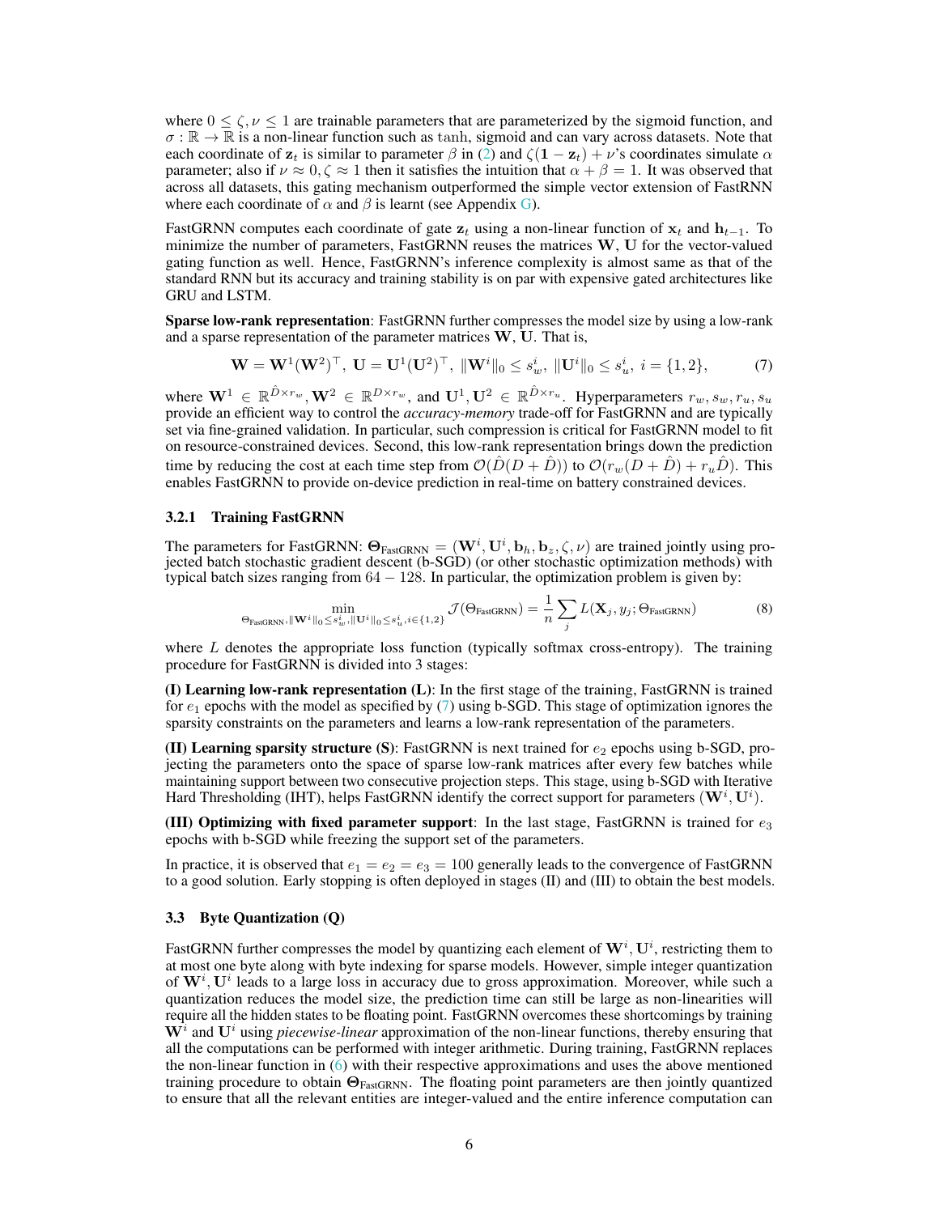where $0 \leq \zeta, \nu \leq 1$ are trainable parameters that are parameterized by the sigmoid function, and $\sigma : \mathbb{R} \to \mathbb{R}$ is a non-linear function such as $\tanh$, sigmoid and can vary across datasets. Note that each coordinate of $\mathbf{z}_t$ is similar to parameter $\beta$ in (2) and $\zeta(\mathbf{1} - \mathbf{z}_t) + \nu$'s coordinates simulate $\alpha$ parameter; also if $\nu \approx 0, \zeta \approx 1$ then it satisfies the intuition that $\alpha + \beta = 1$. It was observed that across all datasets, this gating mechanism outperformed the simple vector extension of FastRNN where each coordinate of $\alpha$ and $\beta$ is learnt (see Appendix G).

FastGRNN computes each coordinate of gate $\mathbf{z}_t$ using a non-linear function of $\mathbf{x}_t$ and $\mathbf{h}_{t-1}$. To minimize the number of parameters, FastGRNN reuses the matrices $\mathbf{W}, \mathbf{U}$ for the vector-valued gating function as well. Hence, FastGRNN's inference complexity is almost same as that of the standard RNN but its accuracy and training stability is on par with expensive gated architectures like GRU and LSTM.

**Sparse low-rank representation**: FastGRNN further compresses the model size by using a low-rank and a sparse representation of the parameter matrices $\mathbf{W}, \mathbf{U}$. That is,

$$\mathbf{W} = \mathbf{W}^1(\mathbf{W}^2)^\top,\ \mathbf{U} = \mathbf{U}^1(\mathbf{U}^2)^\top,\ \|\mathbf{W}^i\|_0 \leq s_w^i,\ \|\mathbf{U}^i\|_0 \leq s_u^i,\ i = \{1, 2\}, \tag{7}$$

where $\mathbf{W}^1 \in \mathbb{R}^{\hat{D} \times r_w}, \mathbf{W}^2 \in \mathbb{R}^{D \times r_w}$, and $\mathbf{U}^1, \mathbf{U}^2 \in \mathbb{R}^{\hat{D} \times r_u}$. Hyperparameters $r_w, s_w, r_u, s_u$ provide an efficient way to control the *accuracy-memory* trade-off for FastGRNN and are typically set via fine-grained validation. In particular, such compression is critical for FastGRNN model to fit on resource-constrained devices. Second, this low-rank representation brings down the prediction time by reducing the cost at each time step from $\mathcal{O}(\hat{D}(D + \hat{D}))$ to $\mathcal{O}(r_w(D + \hat{D}) + r_u\hat{D})$. This enables FastGRNN to provide on-device prediction in real-time on battery constrained devices.

### 3.2.1 Training FastGRNN

The parameters for FastGRNN: $\mathbf{\Theta}_{\text{FastGRNN}} = (\mathbf{W}^i, \mathbf{U}^i, \mathbf{b}_h, \mathbf{b}_z, \zeta, \nu)$ are trained jointly using projected batch stochastic gradient descent (b-SGD) (or other stochastic optimization methods) with typical batch sizes ranging from $64 - 128$. In particular, the optimization problem is given by:

$$\min_{\Theta_{\text{FastGRNN}}, \|\mathbf{W}^i\|_0 \leq s_w^i, \|\mathbf{U}^i\|_0 \leq s_u^i, i \in \{1,2\}} \mathcal{J}(\Theta_{\text{FastGRNN}}) = \frac{1}{n}\sum_j L(\mathbf{X}_j, y_j; \Theta_{\text{FastGRNN}}) \tag{8}$$

where $L$ denotes the appropriate loss function (typically softmax cross-entropy). The training procedure for FastGRNN is divided into 3 stages:

**(I) Learning low-rank representation (L)**: In the first stage of the training, FastGRNN is trained for $e_1$ epochs with the model as specified by (7) using b-SGD. This stage of optimization ignores the sparsity constraints on the parameters and learns a low-rank representation of the parameters.

**(II) Learning sparsity structure (S)**: FastGRNN is next trained for $e_2$ epochs using b-SGD, projecting the parameters onto the space of sparse low-rank matrices after every few batches while maintaining support between two consecutive projection steps. This stage, using b-SGD with Iterative Hard Thresholding (IHT), helps FastGRNN identify the correct support for parameters $(\mathbf{W}^i, \mathbf{U}^i)$.

**(III) Optimizing with fixed parameter support**: In the last stage, FastGRNN is trained for $e_3$ epochs with b-SGD while freezing the support set of the parameters.

In practice, it is observed that $e_1 = e_2 = e_3 = 100$ generally leads to the convergence of FastGRNN to a good solution. Early stopping is often deployed in stages (II) and (III) to obtain the best models.

## 3.3 Byte Quantization (Q)

FastGRNN further compresses the model by quantizing each element of $\mathbf{W}^i, \mathbf{U}^i$, restricting them to at most one byte along with byte indexing for sparse models. However, simple integer quantization of $\mathbf{W}^i, \mathbf{U}^i$ leads to a large loss in accuracy due to gross approximation. Moreover, while such a quantization reduces the model size, the prediction time can still be large as non-linearities will require all the hidden states to be floating point. FastGRNN overcomes these shortcomings by training $\mathbf{W}^i$ and $\mathbf{U}^i$ using *piecewise-linear* approximation of the non-linear functions, thereby ensuring that all the computations can be performed with integer arithmetic. During training, FastGRNN replaces the non-linear function in (6) with their respective approximations and uses the above mentioned training procedure to obtain $\mathbf{\Theta}_{\text{FastGRNN}}$. The floating point parameters are then jointly quantized to ensure that all the relevant entities are integer-valued and the entire inference computation can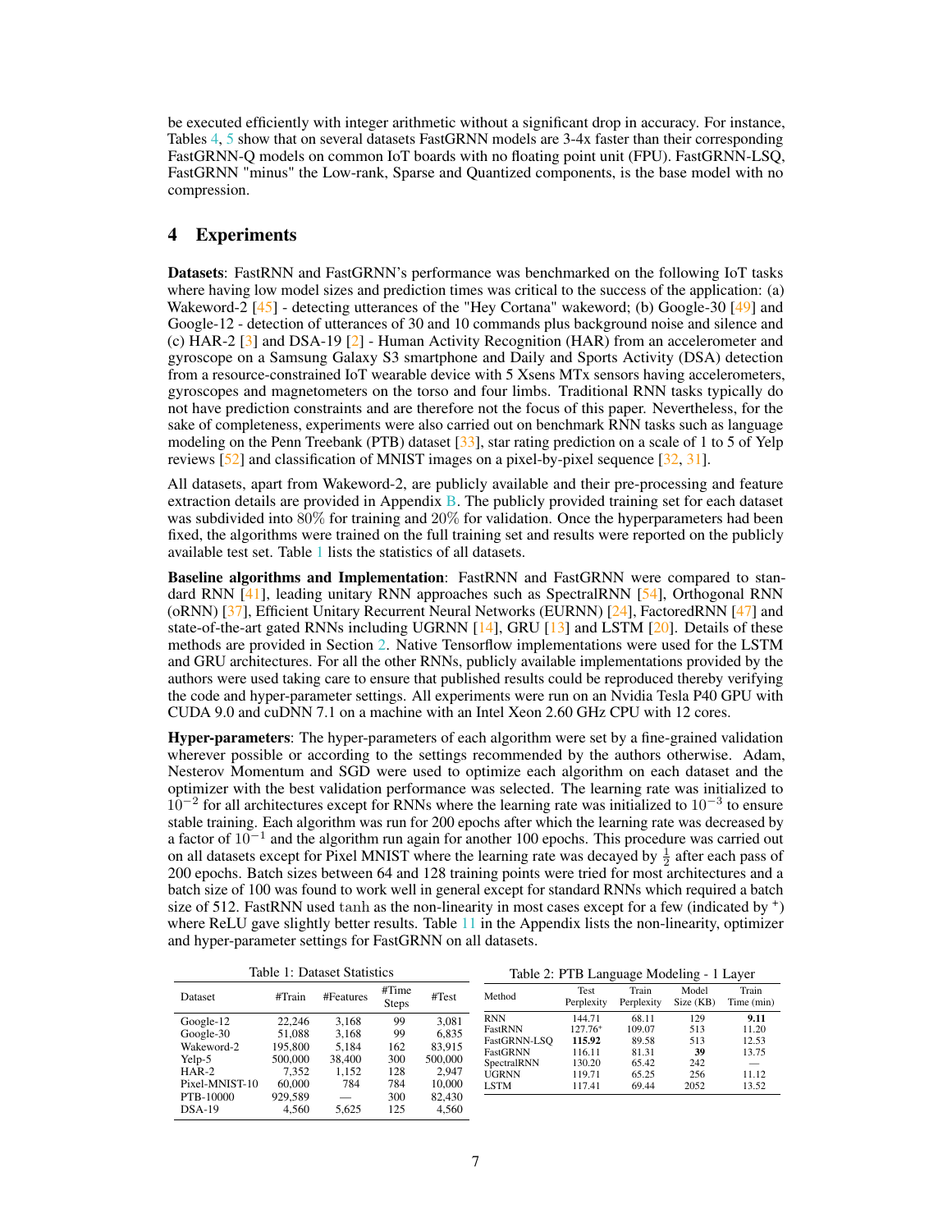be executed efficiently with integer arithmetic without a significant drop in accuracy. For instance, Tables 4, 5 show that on several datasets FastGRNN models are 3-4x faster than their corresponding FastGRNN-Q models on common IoT boards with no floating point unit (FPU). FastGRNN-LSQ, FastGRNN "minus" the Low-rank, Sparse and Quantized components, is the base model with no compression.

## 4 Experiments

**Datasets**: FastRNN and FastGRNN's performance was benchmarked on the following IoT tasks where having low model sizes and prediction times was critical to the success of the application: (a) Wakeword-2 [45] - detecting utterances of the "Hey Cortana" wakeword; (b) Google-30 [49] and Google-12 - detection of utterances of 30 and 10 commands plus background noise and silence and (c) HAR-2 [3] and DSA-19 [2] - Human Activity Recognition (HAR) from an accelerometer and gyroscope on a Samsung Galaxy S3 smartphone and Daily and Sports Activity (DSA) detection from a resource-constrained IoT wearable device with 5 Xsens MTx sensors having accelerometers, gyroscopes and magnetometers on the torso and four limbs. Traditional RNN tasks typically do not have prediction constraints and are therefore not the focus of this paper. Nevertheless, for the sake of completeness, experiments were also carried out on benchmark RNN tasks such as language modeling on the Penn Treebank (PTB) dataset [33], star rating prediction on a scale of 1 to 5 of Yelp reviews [52] and classification of MNIST images on a pixel-by-pixel sequence [32, 31].

All datasets, apart from Wakeword-2, are publicly available and their pre-processing and feature extraction details are provided in Appendix B. The publicly provided training set for each dataset was subdivided into 80% for training and 20% for validation. Once the hyperparameters had been fixed, the algorithms were trained on the full training set and results were reported on the publicly available test set. Table 1 lists the statistics of all datasets.

**Baseline algorithms and Implementation**: FastRNN and FastGRNN were compared to standard RNN [41], leading unitary RNN approaches such as SpectralRNN [54], Orthogonal RNN (oRNN) [37], Efficient Unitary Recurrent Neural Networks (EURNN) [24], FactoredRNN [47] and state-of-the-art gated RNNs including UGRNN [14], GRU [13] and LSTM [20]. Details of these methods are provided in Section 2. Native Tensorflow implementations were used for the LSTM and GRU architectures. For all the other RNNs, publicly available implementations provided by the authors were used taking care to ensure that published results could be reproduced thereby verifying the code and hyper-parameter settings. All experiments were run on an Nvidia Tesla P40 GPU with CUDA 9.0 and cuDNN 7.1 on a machine with an Intel Xeon 2.60 GHz CPU with 12 cores.

**Hyper-parameters**: The hyper-parameters of each algorithm were set by a fine-grained validation wherever possible or according to the settings recommended by the authors otherwise. Adam, Nesterov Momentum and SGD were used to optimize each algorithm on each dataset and the optimizer with the best validation performance was selected. The learning rate was initialized to $10^{-2}$ for all architectures except for RNNs where the learning rate was initialized to $10^{-3}$ to ensure stable training. Each algorithm was run for 200 epochs after which the learning rate was decreased by a factor of $10^{-1}$ and the algorithm run again for another 100 epochs. This procedure was carried out on all datasets except for Pixel MNIST where the learning rate was decayed by $\frac{1}{2}$ after each pass of 200 epochs. Batch sizes between 64 and 128 training points were tried for most architectures and a batch size of 100 was found to work well in general except for standard RNNs which required a batch size of 512. FastRNN used tanh as the non-linearity in most cases except for a few (indicated by $^+$) where ReLU gave slightly better results. Table 11 in the Appendix lists the non-linearity, optimizer and hyper-parameter settings for FastGRNN on all datasets.

Table 1: Dataset Statistics

| Dataset | #Train | #Features | #Time Steps | #Test |
|---|---|---|---|---|
| Google-12 | 22,246 | 3,168 | 99 | 3,081 |
| Google-30 | 51,088 | 3,168 | 99 | 6,835 |
| Wakeword-2 | 195,800 | 5,184 | 162 | 83,915 |
| Yelp-5 | 500,000 | 38,400 | 300 | 500,000 |
| HAR-2 | 7,352 | 1,152 | 128 | 2,947 |
| Pixel-MNIST-10 | 60,000 | 784 | 784 | 10,000 |
| PTB-10000 | 929,589 | — | 300 | 82,430 |
| DSA-19 | 4,560 | 5,625 | 125 | 4,560 |

Table 2: PTB Language Modeling - 1 Layer

| Method | Test Perplexity | Train Perplexity | Model Size (KB) | Train Time (min) |
|---|---|---|---|---|
| RNN | 144.71 | 68.11 | 129 | **9.11** |
| FastRNN | 127.76$^+$ | 109.07 | 513 | 11.20 |
| FastGRNN-LSQ | **115.92** | 89.58 | 513 | 12.53 |
| FastGRNN | 116.11 | 81.31 | **39** | 13.75 |
| SpectralRNN | 130.20 | 65.42 | 242 | — |
| UGRNN | 119.71 | 65.25 | 256 | 11.12 |
| LSTM | 117.41 | 69.44 | 2052 | 13.52 |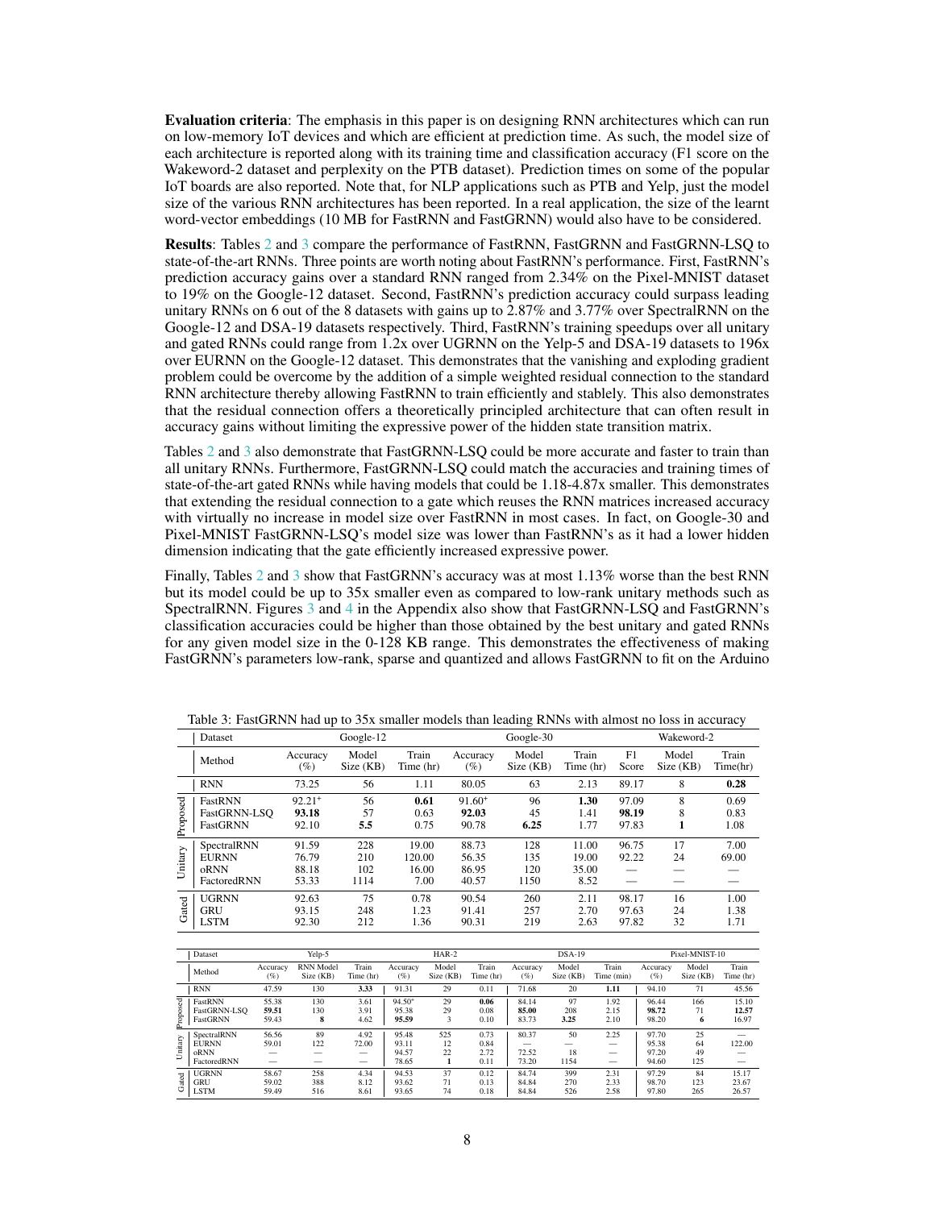**Evaluation criteria**: The emphasis in this paper is on designing RNN architectures which can run on low-memory IoT devices and which are efficient at prediction time. As such, the model size of each architecture is reported along with its training time and classification accuracy (F1 score on the Wakeword-2 dataset and perplexity on the PTB dataset). Prediction times on some of the popular IoT boards are also reported. Note that, for NLP applications such as PTB and Yelp, just the model size of the various RNN architectures has been reported. In a real application, the size of the learnt word-vector embeddings (10 MB for FastRNN and FastGRNN) would also have to be considered.

**Results**: Tables 2 and 3 compare the performance of FastRNN, FastGRNN and FastGRNN-LSQ to state-of-the-art RNNs. Three points are worth noting about FastRNN's performance. First, FastRNN's prediction accuracy gains over a standard RNN ranged from 2.34% on the Pixel-MNIST dataset to 19% on the Google-12 dataset. Second, FastRNN's prediction accuracy could surpass leading unitary RNNs on 6 out of the 8 datasets with gains up to 2.87% and 3.77% over SpectralRNN on the Google-12 and DSA-19 datasets respectively. Third, FastRNN's training speedups over all unitary and gated RNNs could range from 1.2x over UGRNN on the Yelp-5 and DSA-19 datasets to 196x over EURNN on the Google-12 dataset. This demonstrates that the vanishing and exploding gradient problem could be overcome by the addition of a simple weighted residual connection to the standard RNN architecture thereby allowing FastRNN to train efficiently and stablely. This also demonstrates that the residual connection offers a theoretically principled architecture that can often result in accuracy gains without limiting the expressive power of the hidden state transition matrix.

Tables 2 and 3 also demonstrate that FastGRNN-LSQ could be more accurate and faster to train than all unitary RNNs. Furthermore, FastGRNN-LSQ could match the accuracies and training times of state-of-the-art gated RNNs while having models that could be 1.18-4.87x smaller. This demonstrates that extending the residual connection to a gate which reuses the RNN matrices increased accuracy with virtually no increase in model size over FastRNN in most cases. In fact, on Google-30 and Pixel-MNIST FastGRNN-LSQ's model size was lower than FastRNN's as it had a lower hidden dimension indicating that the gate efficiently increased expressive power.

Finally, Tables 2 and 3 show that FastGRNN's accuracy was at most 1.13% worse than the best RNN but its model could be up to 35x smaller even as compared to low-rank unitary methods such as SpectralRNN. Figures 3 and 4 in the Appendix also show that FastGRNN-LSQ and FastGRNN's classification accuracies could be higher than those obtained by the best unitary and gated RNNs for any given model size in the 0-128 KB range. This demonstrates the effectiveness of making FastGRNN's parameters low-rank, sparse and quantized and allows FastGRNN to fit on the Arduino

Table 3: FastGRNN had up to 35x smaller models than leading RNNs with almost no loss in accuracy

| | Dataset | Google-12 | | | Google-30 | | | Wakeword-2 | | |
|---|---|---|---|---|---|---|---|---|---|---|
| | Method | Accuracy (%) | Model Size (KB) | Train Time (hr) | Accuracy (%) | Model Size (KB) | Train Time (hr) | F1 Score | Model Size (KB) | Train Time(hr) |
| | RNN | 73.25 | 56 | 1.11 | 80.05 | 63 | 2.13 | 89.17 | 8 | **0.28** |
| Proposed | FastRNN | $92.21^{+}$ | 56 | **0.61** | $91.60^{+}$ | 96 | **1.30** | 97.09 | 8 | 0.69 |
| Proposed | FastGRNN-LSQ | **93.18** | 57 | 0.63 | **92.03** | 45 | 1.41 | **98.19** | 8 | 0.83 |
| Proposed | FastGRNN | 92.10 | **5.5** | 0.75 | 90.78 | **6.25** | 1.77 | 97.83 | **1** | 1.08 |
| Unitary | SpectralRNN | 91.59 | 228 | 19.00 | 88.73 | 128 | 11.00 | 96.75 | 17 | 7.00 |
| Unitary | EURNN | 76.79 | 210 | 120.00 | 56.35 | 135 | 19.00 | 92.22 | 24 | 69.00 |
| Unitary | oRNN | 88.18 | 102 | 16.00 | 86.95 | 120 | 35.00 | — | — | — |
| Unitary | FactoredRNN | 53.33 | 1114 | 7.00 | 40.57 | 1150 | 8.52 | — | — | — |
| Gated | UGRNN | 92.63 | 75 | 0.78 | 90.54 | 260 | 2.11 | 98.17 | 16 | 1.00 |
| Gated | GRU | 93.15 | 248 | 1.23 | 91.41 | 257 | 2.70 | 97.63 | 24 | 1.38 |
| Gated | LSTM | 92.30 | 212 | 1.36 | 90.31 | 219 | 2.63 | 97.82 | 32 | 1.71 |

| | Dataset | Yelp-5 | | | HAR-2 | | | DSA-19 | | | Pixel-MNIST-10 | | |
|---|---|---|---|---|---|---|---|---|---|---|---|---|---|
| | Method | Accuracy (%) | RNN Model Size (KB) | Train Time (hr) | Accuracy (%) | Model Size (KB) | Train Time (hr) | Accuracy (%) | Model Size (KB) | Train Time (min) | Accuracy (%) | Model Size (KB) | Train Time (hr) |
| | RNN | 47.59 | 130 | **3.33** | 91.31 | 29 | 0.11 | 71.68 | 20 | **1.11** | 94.10 | 71 | 45.56 |
| Proposed | FastRNN | 55.38 | 130 | 3.61 | $94.50^{+}$ | 29 | **0.06** | 84.14 | 97 | 1.92 | 96.44 | 166 | 15.10 |
| Proposed | FastGRNN-LSQ | **59.51** | 130 | 3.91 | 95.38 | 29 | 0.08 | **85.00** | 208 | 2.15 | **98.72** | 71 | **12.57** |
| Proposed | FastGRNN | 59.43 | **8** | 4.62 | **95.59** | 3 | 0.10 | 83.73 | **3.25** | 2.10 | 98.20 | **6** | 16.97 |
| Unitary | SpectralRNN | 56.56 | 89 | 4.92 | 95.48 | 525 | 0.73 | 80.37 | 50 | 2.25 | 97.70 | 25 | — |
| Unitary | EURNN | 59.01 | 122 | 72.00 | 93.11 | 12 | 0.84 | — | — | — | 95.38 | 64 | 122.00 |
| Unitary | oRNN | — | — | — | 94.57 | 22 | 2.72 | 72.52 | 18 | — | 97.20 | 49 | — |
| Unitary | FactoredRNN | — | — | — | 78.65 | **1** | 0.11 | 73.20 | 1154 | — | 94.60 | 125 | — |
| Gated | UGRNN | 58.67 | 258 | 4.34 | 94.53 | 37 | 0.12 | 84.74 | 399 | 2.31 | 97.29 | 84 | 15.17 |
| Gated | GRU | 59.02 | 388 | 8.12 | 93.62 | 71 | 0.13 | 84.84 | 270 | 2.33 | 98.70 | 123 | 23.67 |
| Gated | LSTM | 59.49 | 516 | 8.61 | 93.65 | 74 | 0.18 | 84.84 | 526 | 2.58 | 97.80 | 265 | 26.57 |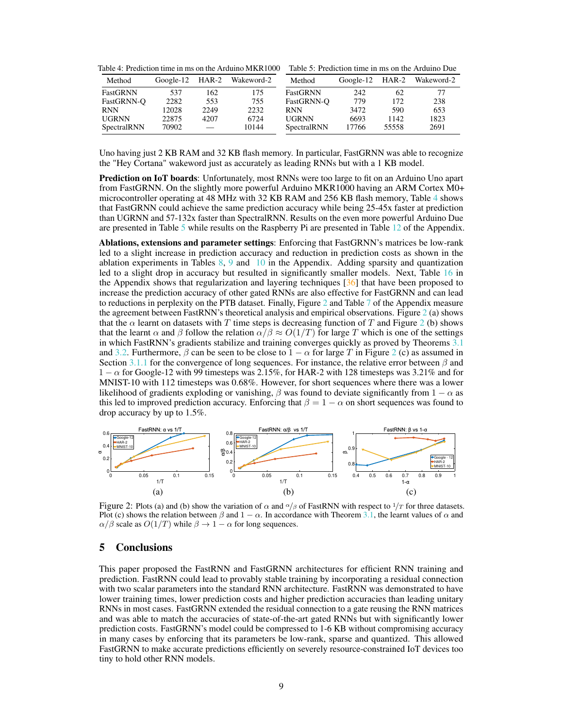Table 4: Prediction time in ms on the Arduino MKR1000

| Method | Google-12 | HAR-2 | Wakeword-2 |
|---|---|---|---|
| FastGRNN | 537 | 162 | 175 |
| FastGRNN-Q | 2282 | 553 | 755 |
| RNN | 12028 | 2249 | 2232 |
| UGRNN | 22875 | 4207 | 6724 |
| SpectralRNN | 70902 | — | 10144 |

Table 5: Prediction time in ms on the Arduino Due

| Method | Google-12 | HAR-2 | Wakeword-2 |
|---|---|---|---|
| FastGRNN | 242 | 62 | 77 |
| FastGRNN-Q | 779 | 172 | 238 |
| RNN | 3472 | 590 | 653 |
| UGRNN | 6693 | 1142 | 1823 |
| SpectralRNN | 17766 | 55558 | 2691 |

Uno having just 2 KB RAM and 32 KB flash memory. In particular, FastGRNN was able to recognize the "Hey Cortana" wakeword just as accurately as leading RNNs but with a 1 KB model.

**Prediction on IoT boards**: Unfortunately, most RNNs were too large to fit on an Arduino Uno apart from FastGRNN. On the slightly more powerful Arduino MKR1000 having an ARM Cortex M0+ microcontroller operating at 48 MHz with 32 KB RAM and 256 KB flash memory, Table 4 shows that FastGRNN could achieve the same prediction accuracy while being 25-45x faster at prediction than UGRNN and 57-132x faster than SpectralRNN. Results on the even more powerful Arduino Due are presented in Table 5 while results on the Raspberry Pi are presented in Table 12 of the Appendix.

**Ablations, extensions and parameter settings**: Enforcing that FastGRNN's matrices be low-rank led to a slight increase in prediction accuracy and reduction in prediction costs as shown in the ablation experiments in Tables 8, 9 and 10 in the Appendix. Adding sparsity and quantization led to a slight drop in accuracy but resulted in significantly smaller models. Next, Table 16 in the Appendix shows that regularization and layering techniques [36] that have been proposed to increase the prediction accuracy of other gated RNNs are also effective for FastGRNN and can lead to reductions in perplexity on the PTB dataset. Finally, Figure 2 and Table 7 of the Appendix measure the agreement between FastRNN's theoretical analysis and empirical observations. Figure 2 (a) shows that the $\alpha$ learnt on datasets with $T$ time steps is decreasing function of $T$ and Figure 2 (b) shows that the learnt $\alpha$ and $\beta$ follow the relation $\alpha/\beta \approx O(1/T)$ for large $T$ which is one of the settings in which FastRNN's gradients stabilize and training converges quickly as proved by Theorems 3.1 and 3.2. Furthermore, $\beta$ can be seen to be close to $1-\alpha$ for large $T$ in Figure 2 (c) as assumed in Section 3.1.1 for the convergence of long sequences. For instance, the relative error between $\beta$ and $1-\alpha$ for Google-12 with 99 timesteps was 2.15%, for HAR-2 with 128 timesteps was 3.21% and for MNIST-10 with 112 timesteps was 0.68%. However, for short sequences where there was a lower likelihood of gradients exploding or vanishing, $\beta$ was found to deviate significantly from $1-\alpha$ as this led to improved prediction accuracy. Enforcing that $\beta = 1-\alpha$ on short sequences was found to drop accuracy by up to 1.5%.

Figure 2: Plots (a) and (b) show the variation of $\alpha$ and $\alpha/\beta$ of FastRNN with respect to $1/T$ for three datasets. Plot (c) shows the relation between $\beta$ and $1-\alpha$. In accordance with Theorem 3.1, the learnt values of $\alpha$ and $\alpha/\beta$ scale as $O(1/T)$ while $\beta \rightarrow 1-\alpha$ for long sequences.

## 5 Conclusions

This paper proposed the FastRNN and FastGRNN architectures for efficient RNN training and prediction. FastRNN could lead to provably stable training by incorporating a residual connection with two scalar parameters into the standard RNN architecture. FastRNN was demonstrated to have lower training times, lower prediction costs and higher prediction accuracies than leading unitary RNNs in most cases. FastGRNN extended the residual connection to a gate reusing the RNN matrices and was able to match the accuracies of state-of-the-art gated RNNs but with significantly lower prediction costs. FastGRNN's model could be compressed to 1-6 KB without compromising accuracy in many cases by enforcing that its parameters be low-rank, sparse and quantized. This allowed FastGRNN to make accurate predictions efficiently on severely resource-constrained IoT devices too tiny to hold other RNN models.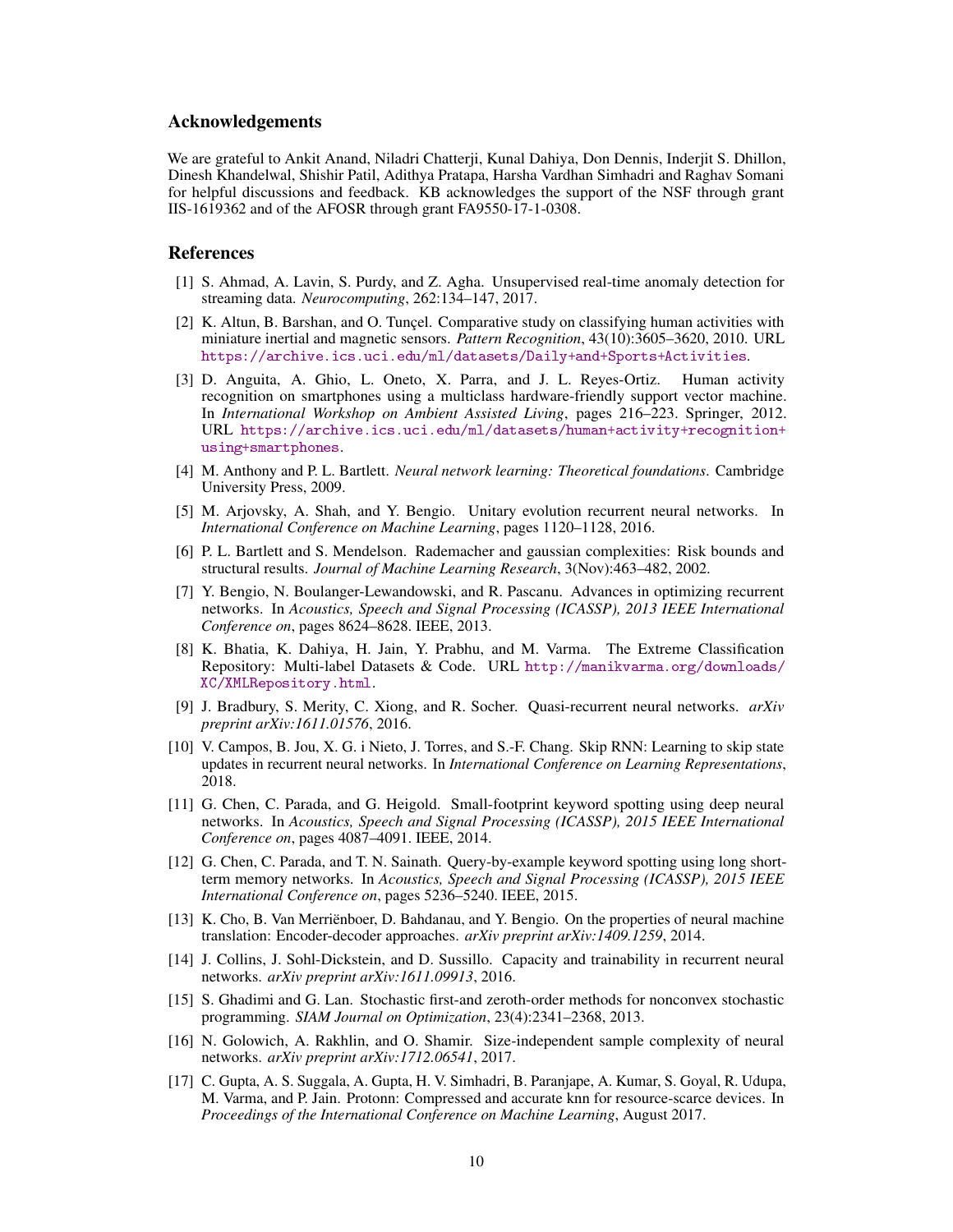## Acknowledgements

We are grateful to Ankit Anand, Niladri Chatterji, Kunal Dahiya, Don Dennis, Inderjit S. Dhillon, Dinesh Khandelwal, Shishir Patil, Adithya Pratapa, Harsha Vardhan Simhadri and Raghav Somani for helpful discussions and feedback. KB acknowledges the support of the NSF through grant IIS-1619362 and of the AFOSR through grant FA9550-17-1-0308.

## References

[1] S. Ahmad, A. Lavin, S. Purdy, and Z. Agha. Unsupervised real-time anomaly detection for streaming data. *Neurocomputing*, 262:134–147, 2017.

[2] K. Altun, B. Barshan, and O. Tunçel. Comparative study on classifying human activities with miniature inertial and magnetic sensors. *Pattern Recognition*, 43(10):3605–3620, 2010. URL https://archive.ics.uci.edu/ml/datasets/Daily+and+Sports+Activities.

[3] D. Anguita, A. Ghio, L. Oneto, X. Parra, and J. L. Reyes-Ortiz. Human activity recognition on smartphones using a multiclass hardware-friendly support vector machine. In *International Workshop on Ambient Assisted Living*, pages 216–223. Springer, 2012. URL https://archive.ics.uci.edu/ml/datasets/human+activity+recognition+using+smartphones.

[4] M. Anthony and P. L. Bartlett. *Neural network learning: Theoretical foundations*. Cambridge University Press, 2009.

[5] M. Arjovsky, A. Shah, and Y. Bengio. Unitary evolution recurrent neural networks. In *International Conference on Machine Learning*, pages 1120–1128, 2016.

[6] P. L. Bartlett and S. Mendelson. Rademacher and gaussian complexities: Risk bounds and structural results. *Journal of Machine Learning Research*, 3(Nov):463–482, 2002.

[7] Y. Bengio, N. Boulanger-Lewandowski, and R. Pascanu. Advances in optimizing recurrent networks. In *Acoustics, Speech and Signal Processing (ICASSP), 2013 IEEE International Conference on*, pages 8624–8628. IEEE, 2013.

[8] K. Bhatia, K. Dahiya, H. Jain, Y. Prabhu, and M. Varma. The Extreme Classification Repository: Multi-label Datasets & Code. URL http://manikvarma.org/downloads/XC/XMLRepository.html.

[9] J. Bradbury, S. Merity, C. Xiong, and R. Socher. Quasi-recurrent neural networks. *arXiv preprint arXiv:1611.01576*, 2016.

[10] V. Campos, B. Jou, X. G. i Nieto, J. Torres, and S.-F. Chang. Skip RNN: Learning to skip state updates in recurrent neural networks. In *International Conference on Learning Representations*, 2018.

[11] G. Chen, C. Parada, and G. Heigold. Small-footprint keyword spotting using deep neural networks. In *Acoustics, Speech and Signal Processing (ICASSP), 2015 IEEE International Conference on*, pages 4087–4091. IEEE, 2014.

[12] G. Chen, C. Parada, and T. N. Sainath. Query-by-example keyword spotting using long short-term memory networks. In *Acoustics, Speech and Signal Processing (ICASSP), 2015 IEEE International Conference on*, pages 5236–5240. IEEE, 2015.

[13] K. Cho, B. Van Merriënboer, D. Bahdanau, and Y. Bengio. On the properties of neural machine translation: Encoder-decoder approaches. *arXiv preprint arXiv:1409.1259*, 2014.

[14] J. Collins, J. Sohl-Dickstein, and D. Sussillo. Capacity and trainability in recurrent neural networks. *arXiv preprint arXiv:1611.09913*, 2016.

[15] S. Ghadimi and G. Lan. Stochastic first-and zeroth-order methods for nonconvex stochastic programming. *SIAM Journal on Optimization*, 23(4):2341–2368, 2013.

[16] N. Golowich, A. Rakhlin, and O. Shamir. Size-independent sample complexity of neural networks. *arXiv preprint arXiv:1712.06541*, 2017.

[17] C. Gupta, A. S. Suggala, A. Gupta, H. V. Simhadri, B. Paranjape, A. Kumar, S. Goyal, R. Udupa, M. Varma, and P. Jain. Protonn: Compressed and accurate knn for resource-scarce devices. In *Proceedings of the International Conference on Machine Learning*, August 2017.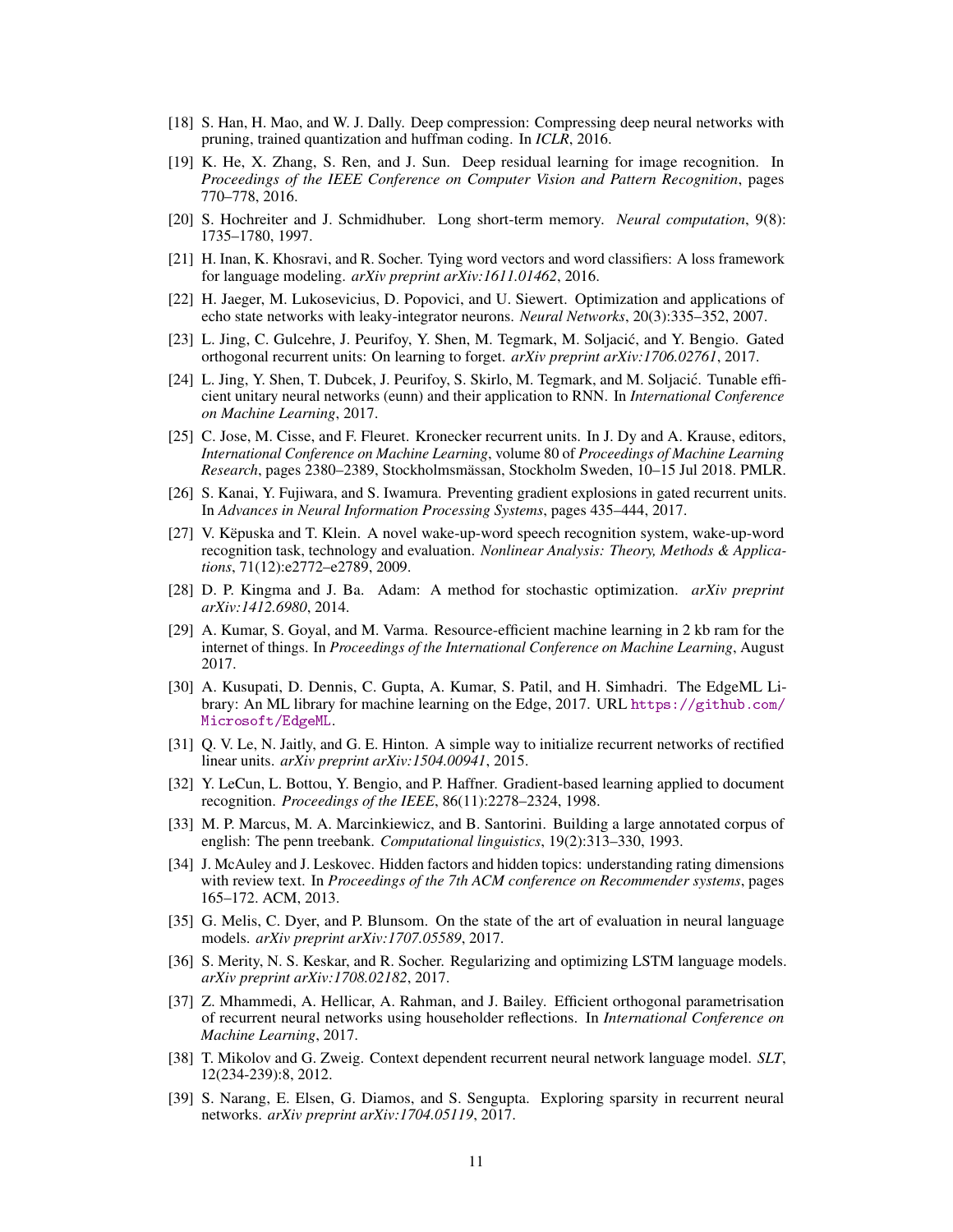[18] S. Han, H. Mao, and W. J. Dally. Deep compression: Compressing deep neural networks with pruning, trained quantization and huffman coding. In *ICLR*, 2016.

[19] K. He, X. Zhang, S. Ren, and J. Sun. Deep residual learning for image recognition. In *Proceedings of the IEEE Conference on Computer Vision and Pattern Recognition*, pages 770–778, 2016.

[20] S. Hochreiter and J. Schmidhuber. Long short-term memory. *Neural computation*, 9(8): 1735–1780, 1997.

[21] H. Inan, K. Khosravi, and R. Socher. Tying word vectors and word classifiers: A loss framework for language modeling. *arXiv preprint arXiv:1611.01462*, 2016.

[22] H. Jaeger, M. Lukosevicius, D. Popovici, and U. Siewert. Optimization and applications of echo state networks with leaky-integrator neurons. *Neural Networks*, 20(3):335–352, 2007.

[23] L. Jing, C. Gulcehre, J. Peurifoy, Y. Shen, M. Tegmark, M. Soljačić, and Y. Bengio. Gated orthogonal recurrent units: On learning to forget. *arXiv preprint arXiv:1706.02761*, 2017.

[24] L. Jing, Y. Shen, T. Dubcek, J. Peurifoy, S. Skirlo, M. Tegmark, and M. Soljačić. Tunable efficient unitary neural networks (eunn) and their application to RNN. In *International Conference on Machine Learning*, 2017.

[25] C. Jose, M. Cisse, and F. Fleuret. Kronecker recurrent units. In J. Dy and A. Krause, editors, *International Conference on Machine Learning*, volume 80 of *Proceedings of Machine Learning Research*, pages 2380–2389, Stockholmsmässan, Stockholm Sweden, 10–15 Jul 2018. PMLR.

[26] S. Kanai, Y. Fujiwara, and S. Iwamura. Preventing gradient explosions in gated recurrent units. In *Advances in Neural Information Processing Systems*, pages 435–444, 2017.

[27] V. Këpuska and T. Klein. A novel wake-up-word speech recognition system, wake-up-word recognition task, technology and evaluation. *Nonlinear Analysis: Theory, Methods & Applications*, 71(12):e2772–e2789, 2009.

[28] D. P. Kingma and J. Ba. Adam: A method for stochastic optimization. *arXiv preprint arXiv:1412.6980*, 2014.

[29] A. Kumar, S. Goyal, and M. Varma. Resource-efficient machine learning in 2 kb ram for the internet of things. In *Proceedings of the International Conference on Machine Learning*, August 2017.

[30] A. Kusupati, D. Dennis, C. Gupta, A. Kumar, S. Patil, and H. Simhadri. The EdgeML Library: An ML library for machine learning on the Edge, 2017. URL https://github.com/Microsoft/EdgeML.

[31] Q. V. Le, N. Jaitly, and G. E. Hinton. A simple way to initialize recurrent networks of rectified linear units. *arXiv preprint arXiv:1504.00941*, 2015.

[32] Y. LeCun, L. Bottou, Y. Bengio, and P. Haffner. Gradient-based learning applied to document recognition. *Proceedings of the IEEE*, 86(11):2278–2324, 1998.

[33] M. P. Marcus, M. A. Marcinkiewicz, and B. Santorini. Building a large annotated corpus of english: The penn treebank. *Computational linguistics*, 19(2):313–330, 1993.

[34] J. McAuley and J. Leskovec. Hidden factors and hidden topics: understanding rating dimensions with review text. In *Proceedings of the 7th ACM conference on Recommender systems*, pages 165–172. ACM, 2013.

[35] G. Melis, C. Dyer, and P. Blunsom. On the state of the art of evaluation in neural language models. *arXiv preprint arXiv:1707.05589*, 2017.

[36] S. Merity, N. S. Keskar, and R. Socher. Regularizing and optimizing LSTM language models. *arXiv preprint arXiv:1708.02182*, 2017.

[37] Z. Mhammedi, A. Hellicar, A. Rahman, and J. Bailey. Efficient orthogonal parametrisation of recurrent neural networks using householder reflections. In *International Conference on Machine Learning*, 2017.

[38] T. Mikolov and G. Zweig. Context dependent recurrent neural network language model. *SLT*, 12(234-239):8, 2012.

[39] S. Narang, E. Elsen, G. Diamos, and S. Sengupta. Exploring sparsity in recurrent neural networks. *arXiv preprint arXiv:1704.05119*, 2017.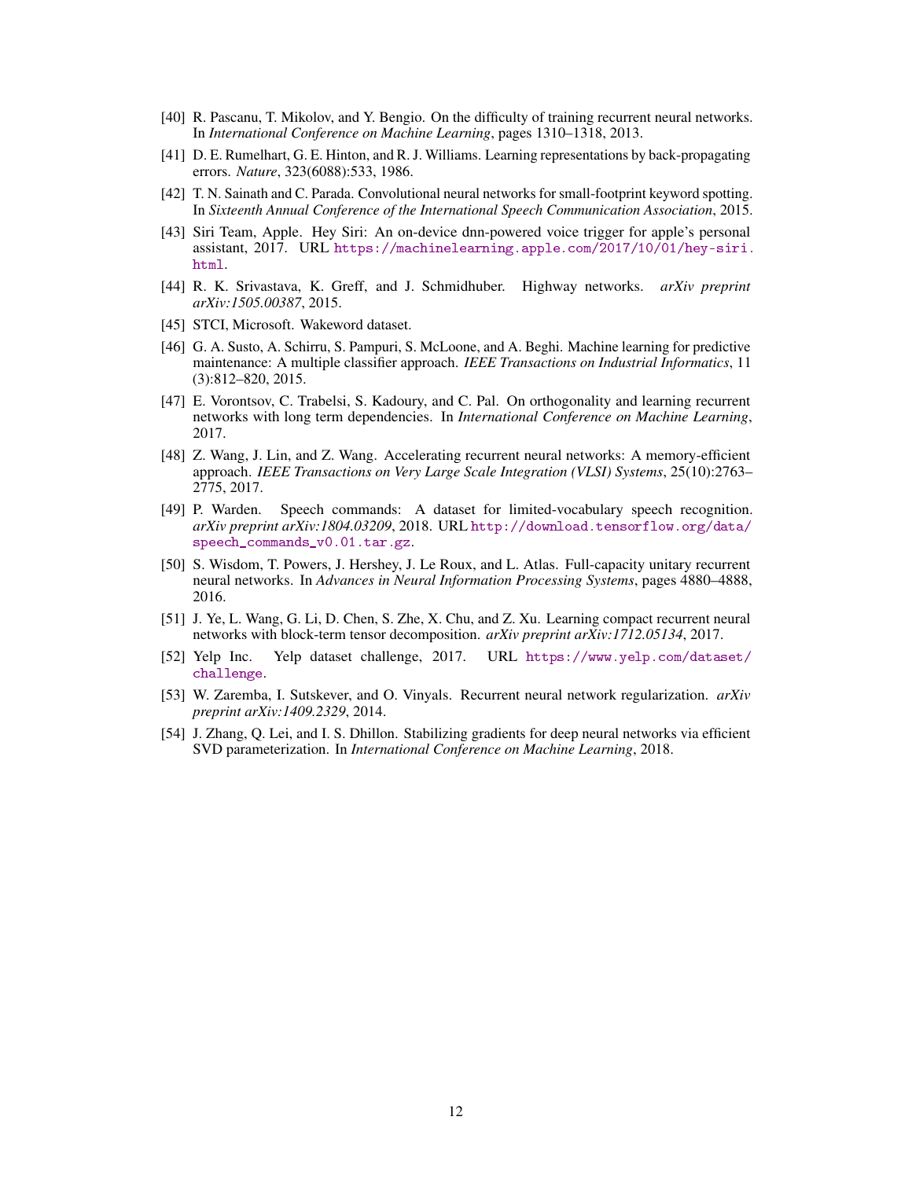[40] R. Pascanu, T. Mikolov, and Y. Bengio. On the difficulty of training recurrent neural networks. In *International Conference on Machine Learning*, pages 1310–1318, 2013.

[41] D. E. Rumelhart, G. E. Hinton, and R. J. Williams. Learning representations by back-propagating errors. *Nature*, 323(6088):533, 1986.

[42] T. N. Sainath and C. Parada. Convolutional neural networks for small-footprint keyword spotting. In *Sixteenth Annual Conference of the International Speech Communication Association*, 2015.

[43] Siri Team, Apple. Hey Siri: An on-device dnn-powered voice trigger for apple's personal assistant, 2017. URL https://machinelearning.apple.com/2017/10/01/hey-siri.html.

[44] R. K. Srivastava, K. Greff, and J. Schmidhuber. Highway networks. *arXiv preprint arXiv:1505.00387*, 2015.

[45] STCI, Microsoft. Wakeword dataset.

[46] G. A. Susto, A. Schirru, S. Pampuri, S. McLoone, and A. Beghi. Machine learning for predictive maintenance: A multiple classifier approach. *IEEE Transactions on Industrial Informatics*, 11 (3):812–820, 2015.

[47] E. Vorontsov, C. Trabelsi, S. Kadoury, and C. Pal. On orthogonality and learning recurrent networks with long term dependencies. In *International Conference on Machine Learning*, 2017.

[48] Z. Wang, J. Lin, and Z. Wang. Accelerating recurrent neural networks: A memory-efficient approach. *IEEE Transactions on Very Large Scale Integration (VLSI) Systems*, 25(10):2763–2775, 2017.

[49] P. Warden. Speech commands: A dataset for limited-vocabulary speech recognition. *arXiv preprint arXiv:1804.03209*, 2018. URL http://download.tensorflow.org/data/speech_commands_v0.01.tar.gz.

[50] S. Wisdom, T. Powers, J. Hershey, J. Le Roux, and L. Atlas. Full-capacity unitary recurrent neural networks. In *Advances in Neural Information Processing Systems*, pages 4880–4888, 2016.

[51] J. Ye, L. Wang, G. Li, D. Chen, S. Zhe, X. Chu, and Z. Xu. Learning compact recurrent neural networks with block-term tensor decomposition. *arXiv preprint arXiv:1712.05134*, 2017.

[52] Yelp Inc. Yelp dataset challenge, 2017. URL https://www.yelp.com/dataset/challenge.

[53] W. Zaremba, I. Sutskever, and O. Vinyals. Recurrent neural network regularization. *arXiv preprint arXiv:1409.2329*, 2014.

[54] J. Zhang, Q. Lei, and I. S. Dhillon. Stabilizing gradients for deep neural networks via efficient SVD parameterization. In *International Conference on Machine Learning*, 2018.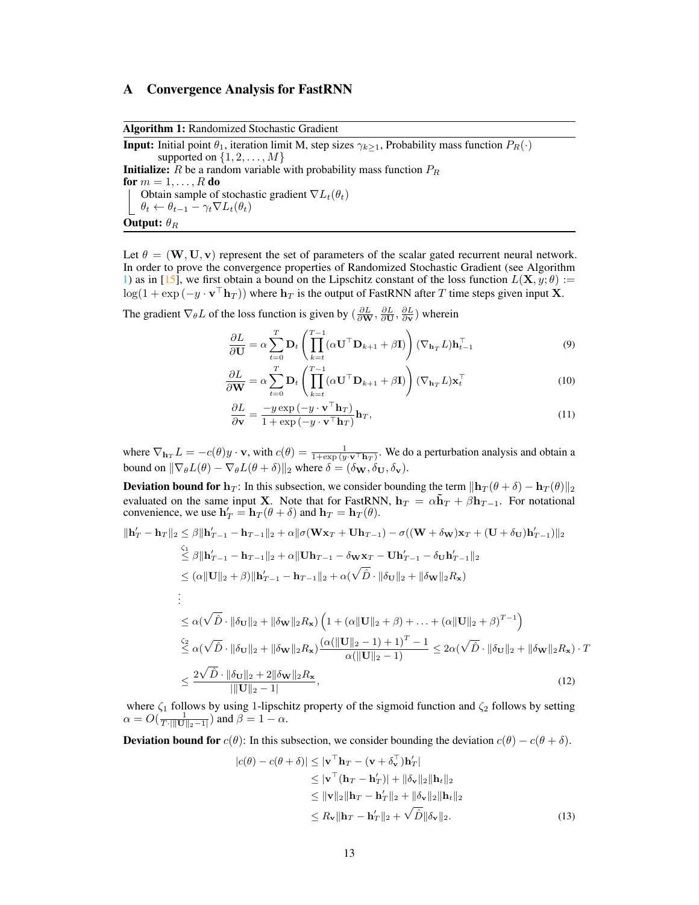## A Convergence Analysis for FastRNN

**Algorithm 1:** Randomized Stochastic Gradient

**Input:** Initial point $\theta_1$, iteration limit M, step sizes $\gamma_{k\geq 1}$, Probability mass function $P_R(\cdot)$ supported on $\{1, 2, \ldots, M\}$

**Initialize:** $R$ be a random variable with probability mass function $P_R$

**for** $m = 1, \ldots, R$ **do**

  Obtain sample of stochastic gradient $\nabla L_t(\theta_t)$

  $\theta_t \leftarrow \theta_{t-1} - \gamma_t \nabla L_t(\theta_t)$

**Output:** $\theta_R$

Let $\theta = (\mathbf{W}, \mathbf{U}, \mathbf{v})$ represent the set of parameters of the scalar gated recurrent neural network. In order to prove the convergence properties of Randomized Stochastic Gradient (see Algorithm 1) as in [15], we first obtain a bound on the Lipschitz constant of the loss function $L(\mathbf{X}, y; \theta) := \log(1 + \exp(-y \cdot \mathbf{v}^\top \mathbf{h}_T))$ where $\mathbf{h}_T$ is the output of FastRNN after $T$ time steps given input $\mathbf{X}$.

The gradient $\nabla_\theta L$ of the loss function is given by $(\frac{\partial L}{\partial \mathbf{W}}, \frac{\partial L}{\partial \mathbf{U}}, \frac{\partial L}{\partial \mathbf{v}})$ wherein

$$\frac{\partial L}{\partial \mathbf{U}} = \alpha \sum_{t=0}^{T} \mathbf{D}_t \left( \prod_{k=t}^{T-1} (\alpha \mathbf{U}^\top \mathbf{D}_{k+1} + \beta \mathbf{I}) \right) (\nabla_{\mathbf{h}_T} L) \mathbf{h}_{t-1}^\top \tag{9}$$

$$\frac{\partial L}{\partial \mathbf{W}} = \alpha \sum_{t=0}^{T} \mathbf{D}_t \left( \prod_{k=t}^{T-1} (\alpha \mathbf{U}^\top \mathbf{D}_{k+1} + \beta \mathbf{I}) \right) (\nabla_{\mathbf{h}_T} L) \mathbf{x}_t^\top \tag{10}$$

$$\frac{\partial L}{\partial \mathbf{v}} = \frac{-y \exp(-y \cdot \mathbf{v}^\top \mathbf{h}_T)}{1 + \exp(-y \cdot \mathbf{v}^\top \mathbf{h}_T)} \mathbf{h}_T, \tag{11}$$

where $\nabla_{\mathbf{h}_T} L = -c(\theta) y \cdot \mathbf{v}$, with $c(\theta) = \frac{1}{1 + \exp(y \cdot \mathbf{v}^\top \mathbf{h}_T)}$. We do a perturbation analysis and obtain a bound on $\|\nabla_\theta L(\theta) - \nabla_\theta L(\theta + \delta)\|_2$ where $\delta = (\delta_\mathbf{W}, \delta_\mathbf{U}, \delta_\mathbf{v})$.

**Deviation bound for $\mathbf{h}_T$:** In this subsection, we consider bounding the term $\|\mathbf{h}_T(\theta + \delta) - \mathbf{h}_T(\theta)\|_2$ evaluated on the same input $\mathbf{X}$. Note that for FastRNN, $\mathbf{h}_T = \alpha \tilde{\mathbf{h}}_T + \beta \mathbf{h}_{T-1}$. For notational convenience, we use $\mathbf{h}'_T = \mathbf{h}_T(\theta + \delta)$ and $\mathbf{h}_T = \mathbf{h}_T(\theta)$.

$$\begin{aligned}
\|\mathbf{h}'_T - \mathbf{h}_T\|_2 &\leq \beta \|\mathbf{h}'_{T-1} - \mathbf{h}_{T-1}\|_2 + \alpha \|\sigma(\mathbf{W}\mathbf{x}_T + \mathbf{U}\mathbf{h}_{T-1}) - \sigma((\mathbf{W} + \delta_\mathbf{W})\mathbf{x}_T + (\mathbf{U} + \delta_\mathbf{U})\mathbf{h}'_{T-1})\|_2 \\
&\overset{\zeta_1}{\leq} \beta \|\mathbf{h}'_{T-1} - \mathbf{h}_{T-1}\|_2 + \alpha \|\mathbf{U}\mathbf{h}_{T-1} - \delta_\mathbf{W}\mathbf{x}_T - \mathbf{U}\mathbf{h}'_{T-1} - \delta_\mathbf{U}\mathbf{h}'_{T-1}\|_2 \\
&\leq (\alpha \|\mathbf{U}\|_2 + \beta) \|\mathbf{h}'_{T-1} - \mathbf{h}_{T-1}\|_2 + \alpha(\sqrt{\hat{D}} \cdot \|\delta_\mathbf{U}\|_2 + \|\delta_\mathbf{W}\|_2 R_\mathbf{x}) \\
&\;\;\vdots \\
&\leq \alpha(\sqrt{\hat{D}} \cdot \|\delta_\mathbf{U}\|_2 + \|\delta_\mathbf{W}\|_2 R_\mathbf{x}) \left(1 + (\alpha\|\mathbf{U}\|_2 + \beta) + \ldots + (\alpha\|\mathbf{U}\|_2 + \beta)^{T-1}\right) \\
&\overset{\zeta_2}{\leq} \alpha(\sqrt{\hat{D}} \cdot \|\delta_\mathbf{U}\|_2 + \|\delta_\mathbf{W}\|_2 R_\mathbf{x}) \frac{(\alpha(\|\mathbf{U}\|_2 - 1) + 1)^T - 1}{\alpha(\|\mathbf{U}\|_2 - 1)} \leq 2\alpha(\sqrt{\hat{D}} \cdot \|\delta_\mathbf{U}\|_2 + \|\delta_\mathbf{W}\|_2 R_\mathbf{x}) \cdot T \\
&\leq \frac{2\sqrt{\hat{D}} \cdot \|\delta_\mathbf{U}\|_2 + 2\|\delta_\mathbf{W}\|_2 R_\mathbf{x}}{|\|\mathbf{U}\|_2 - 1|},
\end{aligned} \tag{12}$$

where $\zeta_1$ follows by using 1-lipschitz property of the sigmoid function and $\zeta_2$ follows by setting $\alpha = O(\frac{1}{T \cdot |\|\mathbf{U}\|_2 - 1|})$ and $\beta = 1 - \alpha$.

**Deviation bound for $c(\theta)$:** In this subsection, we consider bounding the deviation $c(\theta) - c(\theta + \delta)$.

$$\begin{aligned}
|c(\theta) - c(\theta + \delta)| &\leq |\mathbf{v}^\top \mathbf{h}_T - (\mathbf{v} + \delta_\mathbf{v}^\top) \mathbf{h}'_T| \\
&\leq |\mathbf{v}^\top (\mathbf{h}_T - \mathbf{h}'_T)| + \|\delta_\mathbf{v}\|_2 \|\mathbf{h}_t\|_2 \\
&\leq \|\mathbf{v}\|_2 \|\mathbf{h}_T - \mathbf{h}'_T\|_2 + \|\delta_\mathbf{v}\|_2 \|\mathbf{h}_t\|_2 \\
&\leq R_\mathbf{v} \|\mathbf{h}_T - \mathbf{h}'_T\|_2 + \sqrt{\hat{D}} \|\delta_\mathbf{v}\|_2.
\end{aligned} \tag{13}$$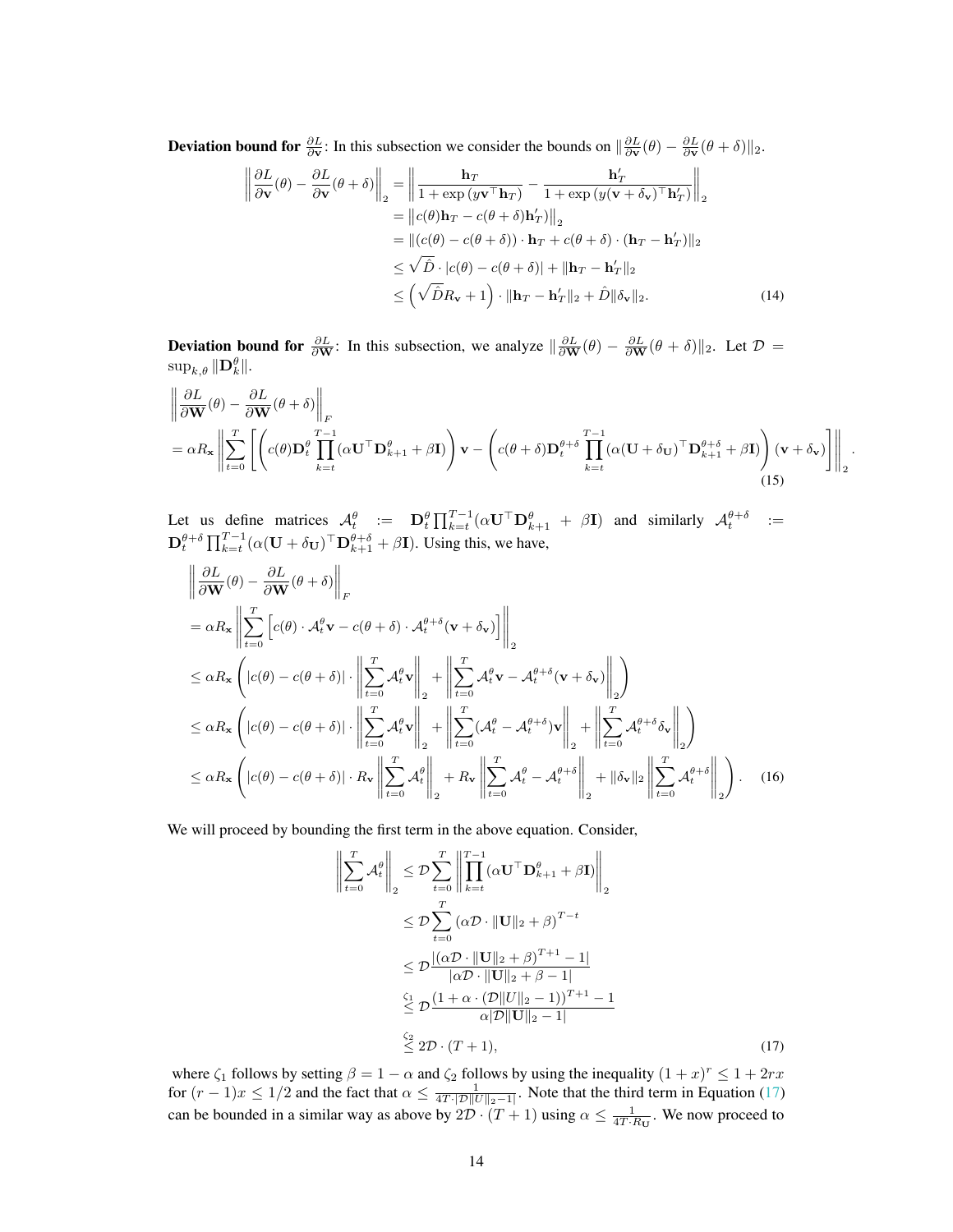**Deviation bound for $\frac{\partial L}{\partial \mathbf{v}}$:** In this subsection we consider the bounds on $\|\frac{\partial L}{\partial \mathbf{v}}(\theta) - \frac{\partial L}{\partial \mathbf{v}}(\theta + \delta)\|_2$.

$$
\begin{aligned}
\left\|\frac{\partial L}{\partial \mathbf{v}}(\theta) - \frac{\partial L}{\partial \mathbf{v}}(\theta+\delta)\right\|_2 &= \left\|\frac{\mathbf{h}_T}{1+\exp\left(y\mathbf{v}^\top \mathbf{h}_T\right)} - \frac{\mathbf{h}_T'}{1+\exp\left(y(\mathbf{v}+\delta_\mathbf{v})^\top \mathbf{h}_T'\right)}\right\|_2 \\
&= \left\|c(\theta)\mathbf{h}_T - c(\theta+\delta)\mathbf{h}_T'\right\|_2 \\
&= \|(c(\theta)-c(\theta+\delta))\cdot \mathbf{h}_T + c(\theta+\delta)\cdot(\mathbf{h}_T - \mathbf{h}_T')\|_2 \\
&\leq \sqrt{\hat{D}}\cdot |c(\theta)-c(\theta+\delta)| + \|\mathbf{h}_T - \mathbf{h}_T'\|_2 \\
&\leq \left(\sqrt{\hat{D}}R_\mathbf{v} + 1\right)\cdot \|\mathbf{h}_T - \mathbf{h}_T'\|_2 + \hat{D}\|\delta_\mathbf{v}\|_2.
\end{aligned} \tag{14}
$$

**Deviation bound for $\frac{\partial L}{\partial \mathbf{W}}$:** In this subsection, we analyze $\|\frac{\partial L}{\partial \mathbf{W}}(\theta) - \frac{\partial L}{\partial \mathbf{W}}(\theta+\delta)\|_2$. Let $\mathcal{D} = \sup_{k,\theta}\|\mathbf{D}_k^\theta\|$.

$$
\begin{aligned}
&\left\|\frac{\partial L}{\partial \mathbf{W}}(\theta) - \frac{\partial L}{\partial \mathbf{W}}(\theta+\delta)\right\|_F \\
&= \alpha R_\mathbf{x}\left\|\sum_{t=0}^{T}\left[\left(c(\theta)\mathbf{D}_t^\theta\prod_{k=t}^{T-1}(\alpha\mathbf{U}^\top\mathbf{D}_{k+1}^\theta + \beta\mathbf{I})\right)\mathbf{v} - \left(c(\theta+\delta)\mathbf{D}_t^{\theta+\delta}\prod_{k=t}^{T-1}(\alpha(\mathbf{U}+\delta_\mathbf{U})^\top\mathbf{D}_{k+1}^{\theta+\delta} + \beta\mathbf{I})\right)(\mathbf{v}+\delta_\mathbf{v})\right]\right\|_2.
\end{aligned} \tag{15}
$$

Let us define matrices $\mathcal{A}_t^\theta := \mathbf{D}_t^\theta\prod_{k=t}^{T-1}(\alpha\mathbf{U}^\top\mathbf{D}_{k+1}^\theta + \beta\mathbf{I})$ and similarly $\mathcal{A}_t^{\theta+\delta} := \mathbf{D}_t^{\theta+\delta}\prod_{k=t}^{T-1}(\alpha(\mathbf{U}+\delta_\mathbf{U})^\top\mathbf{D}_{k+1}^{\theta+\delta} + \beta\mathbf{I})$. Using this, we have,

$$
\begin{aligned}
&\left\|\frac{\partial L}{\partial \mathbf{W}}(\theta) - \frac{\partial L}{\partial \mathbf{W}}(\theta+\delta)\right\|_F \\
&= \alpha R_\mathbf{x}\left\|\sum_{t=0}^{T}\left[c(\theta)\cdot\mathcal{A}_t^\theta\mathbf{v} - c(\theta+\delta)\cdot\mathcal{A}_t^{\theta+\delta}(\mathbf{v}+\delta_\mathbf{v})\right]\right\|_2 \\
&\leq \alpha R_\mathbf{x}\left(|c(\theta)-c(\theta+\delta)|\cdot\left\|\sum_{t=0}^{T}\mathcal{A}_t^\theta\mathbf{v}\right\|_2 + \left\|\sum_{t=0}^{T}\mathcal{A}_t^\theta\mathbf{v} - \mathcal{A}_t^{\theta+\delta}(\mathbf{v}+\delta_\mathbf{v})\right\|_2\right) \\
&\leq \alpha R_\mathbf{x}\left(|c(\theta)-c(\theta+\delta)|\cdot\left\|\sum_{t=0}^{T}\mathcal{A}_t^\theta\mathbf{v}\right\|_2 + \left\|\sum_{t=0}^{T}(\mathcal{A}_t^\theta - \mathcal{A}_t^{\theta+\delta})\mathbf{v}\right\|_2 + \left\|\sum_{t=0}^{T}\mathcal{A}_t^{\theta+\delta}\delta_\mathbf{v}\right\|_2\right) \\
&\leq \alpha R_\mathbf{x}\left(|c(\theta)-c(\theta+\delta)|\cdot R_\mathbf{v}\left\|\sum_{t=0}^{T}\mathcal{A}_t^\theta\right\|_2 + R_\mathbf{v}\left\|\sum_{t=0}^{T}\mathcal{A}_t^\theta - \mathcal{A}_t^{\theta+\delta}\right\|_2 + \|\delta_\mathbf{v}\|_2\left\|\sum_{t=0}^{T}\mathcal{A}_t^{\theta+\delta}\right\|_2\right).
\end{aligned} \tag{16}
$$

We will proceed by bounding the first term in the above equation. Consider,

$$
\begin{aligned}
\left\|\sum_{t=0}^{T}\mathcal{A}_t^\theta\right\|_2 &\leq \mathcal{D}\sum_{t=0}^{T}\left\|\prod_{k=t}^{T-1}(\alpha\mathbf{U}^\top\mathbf{D}_{k+1}^\theta + \beta\mathbf{I})\right\|_2 \\
&\leq \mathcal{D}\sum_{t=0}^{T}\left(\alpha\mathcal{D}\cdot\|\mathbf{U}\|_2 + \beta\right)^{T-t} \\
&\leq \mathcal{D}\frac{|(\alpha\mathcal{D}\cdot\|\mathbf{U}\|_2 + \beta)^{T+1} - 1|}{|\alpha\mathcal{D}\cdot\|\mathbf{U}\|_2 + \beta - 1|} \\
&\overset{\zeta_1}{\leq} \mathcal{D}\frac{(1+\alpha\cdot(\mathcal{D}\|U\|_2 - 1))^{T+1} - 1}{\alpha|\mathcal{D}\|\mathbf{U}\|_2 - 1|} \\
&\overset{\zeta_2}{\leq} 2\mathcal{D}\cdot(T+1),
\end{aligned} \tag{17}
$$

where $\zeta_1$ follows by setting $\beta = 1-\alpha$ and $\zeta_2$ follows by using the inequality $(1+x)^r \leq 1+2rx$ for $(r-1)x \leq 1/2$ and the fact that $\alpha \leq \frac{1}{4T\cdot|\mathcal{D}\|U\|_2 - 1|}$. Note that the third term in Equation (17) can be bounded in a similar way as above by $2\mathcal{D}\cdot(T+1)$ using $\alpha \leq \frac{1}{4T\cdot R_\mathbf{U}}$. We now proceed to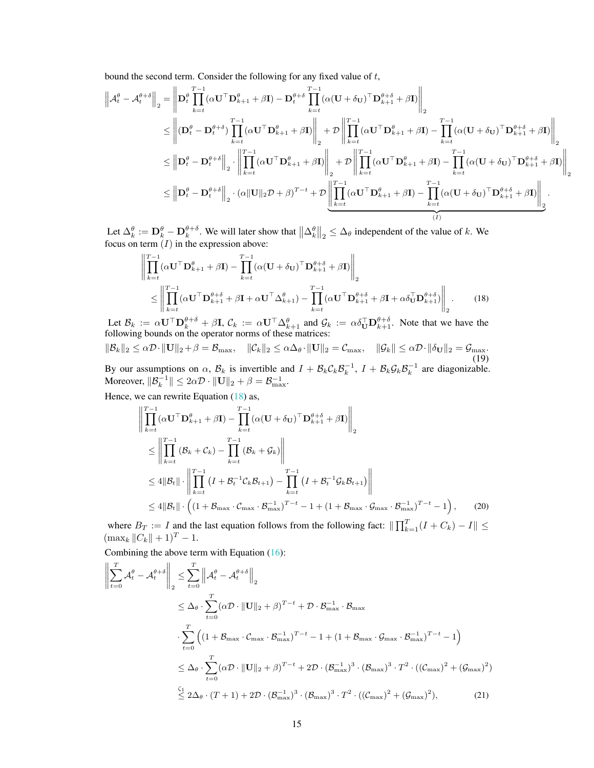bound the second term. Consider the following for any fixed value of $t$,

$$
\begin{aligned}
\left\|\mathcal{A}_t^\theta - \mathcal{A}_t^{\theta+\delta}\right\|_2 &= \left\|\mathbf{D}_t^\theta \prod_{k=t}^{T-1} (\alpha \mathbf{U}^\top \mathbf{D}_{k+1}^\theta + \beta \mathbf{I}) - \mathbf{D}_t^{\theta+\delta} \prod_{k=t}^{T-1} (\alpha (\mathbf{U} + \delta_\mathbf{U})^\top \mathbf{D}_{k+1}^{\theta+\delta} + \beta \mathbf{I})\right\|_2 \\
&\le \left\|(\mathbf{D}_t^\theta - \mathbf{D}_t^{\theta+\delta}) \prod_{k=t}^{T-1} (\alpha \mathbf{U}^\top \mathbf{D}_{k+1}^\theta + \beta \mathbf{I})\right\|_2 + \mathcal{D}\left\|\prod_{k=t}^{T-1} (\alpha \mathbf{U}^\top \mathbf{D}_{k+1}^\theta + \beta \mathbf{I}) - \prod_{k=t}^{T-1} (\alpha (\mathbf{U} + \delta_\mathbf{U})^\top \mathbf{D}_{k+1}^{\theta+\delta} + \beta \mathbf{I})\right\|_2 \\
&\le \left\|\mathbf{D}_t^\theta - \mathbf{D}_t^{\theta+\delta}\right\|_2 \cdot \left\|\prod_{k=t}^{T-1} (\alpha \mathbf{U}^\top \mathbf{D}_{k+1}^\theta + \beta \mathbf{I})\right\|_2 + \mathcal{D}\left\|\prod_{k=t}^{T-1} (\alpha \mathbf{U}^\top \mathbf{D}_{k+1}^\theta + \beta \mathbf{I}) - \prod_{k=t}^{T-1} (\alpha (\mathbf{U} + \delta_\mathbf{U})^\top \mathbf{D}_{k+1}^{\theta+\delta} + \beta \mathbf{I})\right\|_2 \\
&\le \left\|\mathbf{D}_t^\theta - \mathbf{D}_t^{\theta+\delta}\right\|_2 \cdot (\alpha \|\mathbf{U}\|_2 \mathcal{D} + \beta)^{T-t} + \mathcal{D} \underbrace{\left\|\prod_{k=t}^{T-1} (\alpha \mathbf{U}^\top \mathbf{D}_{k+1}^\theta + \beta \mathbf{I}) - \prod_{k=t}^{T-1} (\alpha (\mathbf{U} + \delta_\mathbf{U})^\top \mathbf{D}_{k+1}^{\theta+\delta} + \beta \mathbf{I})\right\|_2}_{(I)}.
\end{aligned}
$$

Let $\Delta_k^\theta := \mathbf{D}_k^\theta - \mathbf{D}_k^{\theta+\delta}$. We will later show that $\left\|\Delta_k^\theta\right\|_2 \le \Delta_\theta$ independent of the value of $k$. We focus on term $(I)$ in the expression above:

$$
\begin{aligned}
&\left\|\prod_{k=t}^{T-1} (\alpha \mathbf{U}^\top \mathbf{D}_{k+1}^\theta + \beta \mathbf{I}) - \prod_{k=t}^{T-1} (\alpha (\mathbf{U} + \delta_\mathbf{U})^\top \mathbf{D}_{k+1}^{\theta+\delta} + \beta \mathbf{I})\right\|_2 \\
&\qquad \le \left\|\prod_{k=t}^{T-1} (\alpha \mathbf{U}^\top \mathbf{D}_{k+1}^{\theta+\delta} + \beta \mathbf{I} + \alpha \mathbf{U}^\top \Delta_{k+1}^\theta) - \prod_{k=t}^{T-1} (\alpha \mathbf{U}^\top \mathbf{D}_{k+1}^{\theta+\delta} + \beta \mathbf{I} + \alpha \delta_\mathbf{U}^\top \mathbf{D}_{k+1}^{\theta+\delta})\right\|_2. \qquad (18)
\end{aligned}
$$

Let $\mathcal{B}_k := \alpha \mathbf{U}^\top \mathbf{D}_k^{\theta+\delta} + \beta \mathbf{I}$, $\mathcal{C}_k := \alpha \mathbf{U}^\top \Delta_{k+1}^\theta$ and $\mathcal{G}_k := \alpha \delta_\mathbf{U}^\top \mathbf{D}_{k+1}^{\theta+\delta}$. Note that we have the following bounds on the operator norms of these matrices:

$$
\|\mathcal{B}_k\|_2 \le \alpha \mathcal{D} \cdot \|\mathbf{U}\|_2 + \beta = \mathcal{B}_{\max}, \quad \|\mathcal{C}_k\|_2 \le \alpha \Delta_\theta \cdot \|\mathbf{U}\|_2 = \mathcal{C}_{\max}, \quad \|\mathcal{G}_k\| \le \alpha \mathcal{D} \cdot \|\delta_\mathbf{U}\|_2 = \mathcal{G}_{\max}. \qquad (19)
$$

By our assumptions on $\alpha$, $\mathcal{B}_k$ is invertible and $I + \mathcal{B}_k \mathcal{C}_k \mathcal{B}_k^{-1}$, $I + \mathcal{B}_k \mathcal{G}_k \mathcal{B}_k^{-1}$ are diagonalizable. Moreover, $\|\mathcal{B}_k^{-1}\| \le 2\alpha \mathcal{D} \cdot \|\mathbf{U}\|_2 + \beta = \mathcal{B}_{\max}^{-1}$.

Hence, we can rewrite Equation (18) as,

$$
\begin{aligned}
&\left\|\prod_{k=t}^{T-1} (\alpha \mathbf{U}^\top \mathbf{D}_{k+1}^\theta + \beta \mathbf{I}) - \prod_{k=t}^{T-1} (\alpha (\mathbf{U} + \delta_\mathbf{U})^\top \mathbf{D}_{k+1}^{\theta+\delta} + \beta \mathbf{I})\right\|_2 \\
&\quad \le \left\|\prod_{k=t}^{T-1} (\mathcal{B}_k + \mathcal{C}_k) - \prod_{k=t}^{T-1} (\mathcal{B}_k + \mathcal{G}_k)\right\| \\
&\quad \le 4\|\mathcal{B}_t\| \cdot \left\|\prod_{k=t}^{T-1} \left(I + \mathcal{B}_t^{-1} \mathcal{C}_k \mathcal{B}_{t+1}\right) - \prod_{k=t}^{T-1} \left(I + \mathcal{B}_t^{-1} \mathcal{G}_k \mathcal{B}_{t+1}\right)\right\| \\
&\quad \le 4\|\mathcal{B}_t\| \cdot \left((1 + \mathcal{B}_{\max} \cdot \mathcal{C}_{\max} \cdot \mathcal{B}_{\max}^{-1})^{T-t} - 1 + (1 + \mathcal{B}_{\max} \cdot \mathcal{G}_{\max} \cdot \mathcal{B}_{\max}^{-1})^{T-t} - 1\right), \qquad (20)
\end{aligned}
$$

where $B_T := I$ and the last equation follows from the following fact: $\|\prod_{k=1}^T (I + C_k) - I\| \le (\max_k \|C_k\| + 1)^T - 1$.

Combining the above term with Equation (16):

$$
\begin{aligned}
\left\|\sum_{t=0}^T \mathcal{A}_t^\theta - \mathcal{A}_t^{\theta+\delta}\right\|_2 &\le \sum_{t=0}^T \left\|\mathcal{A}_t^\theta - \mathcal{A}_t^{\theta+\delta}\right\|_2 \\
&\le \Delta_\theta \cdot \sum_{t=0}^T (\alpha \mathcal{D} \cdot \|\mathbf{U}\|_2 + \beta)^{T-t} + \mathcal{D} \cdot \mathcal{B}_{\max}^{-1} \cdot \mathcal{B}_{\max} \\
&\quad \cdot \sum_{t=0}^T \left((1 + \mathcal{B}_{\max} \cdot \mathcal{C}_{\max} \cdot \mathcal{B}_{\max}^{-1})^{T-t} - 1 + (1 + \mathcal{B}_{\max} \cdot \mathcal{G}_{\max} \cdot \mathcal{B}_{\max}^{-1})^{T-t} - 1\right) \\
&\le \Delta_\theta \cdot \sum_{t=0}^T (\alpha \mathcal{D} \cdot \|\mathbf{U}\|_2 + \beta)^{T-t} + 2\mathcal{D} \cdot (\mathcal{B}_{\max}^{-1})^3 \cdot (\mathcal{B}_{\max})^3 \cdot T^2 \cdot ((\mathcal{C}_{\max})^2 + (\mathcal{G}_{\max})^2) \\
&\overset{\zeta_1}{\le} 2\Delta_\theta \cdot (T+1) + 2\mathcal{D} \cdot (\mathcal{B}_{\max}^{-1})^3 \cdot (\mathcal{B}_{\max})^3 \cdot T^2 \cdot ((\mathcal{C}_{\max})^2 + (\mathcal{G}_{\max})^2), \qquad (21)
\end{aligned}
$$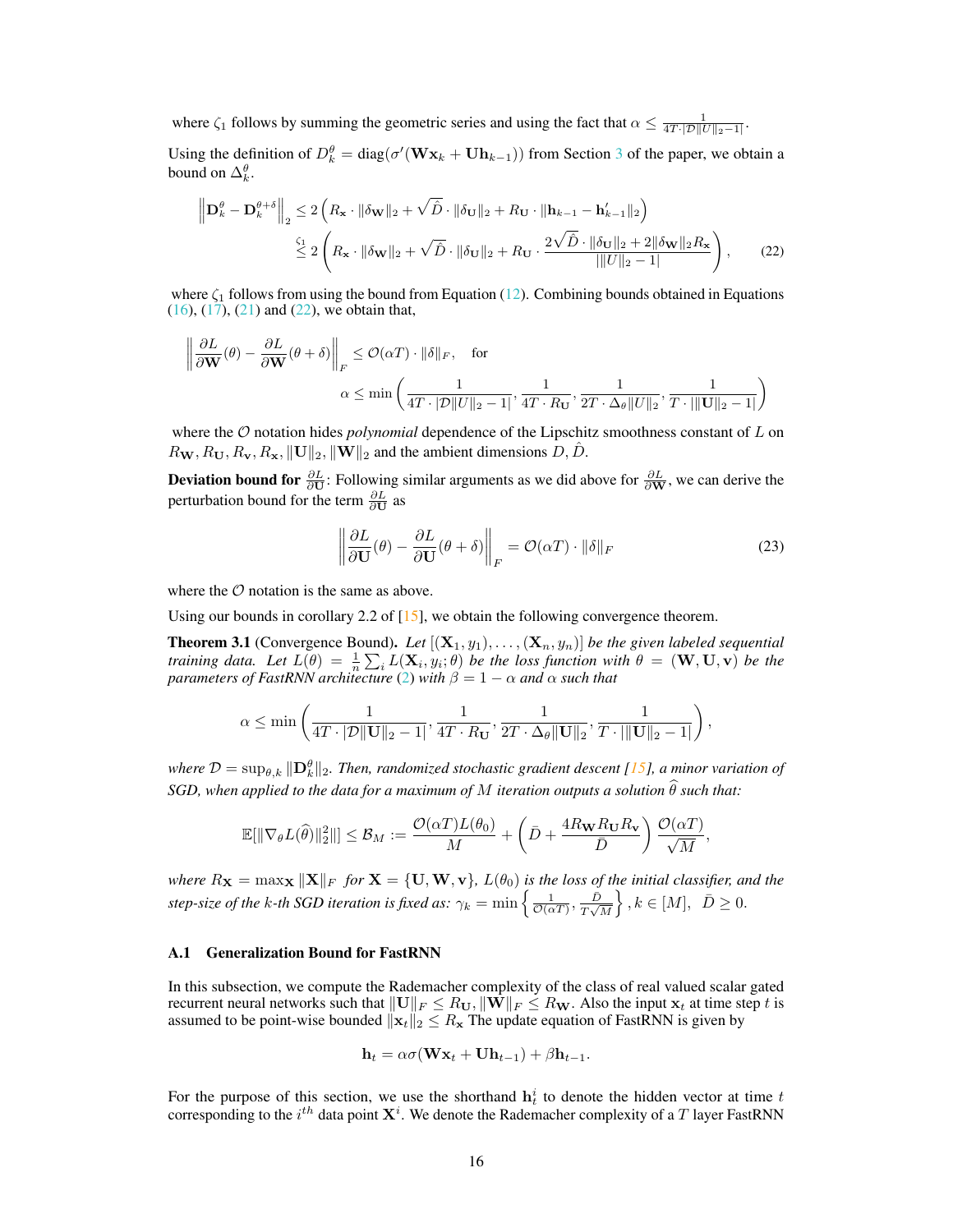where $\zeta_1$ follows by summing the geometric series and using the fact that $\alpha \leq \frac{1}{4T \cdot |\mathcal{D}\|U\|_2 - 1|}$.

Using the definition of $D_k^\theta = \text{diag}(\sigma'(\mathbf{W}\mathbf{x}_k + \mathbf{U}\mathbf{h}_{k-1}))$ from Section 3 of the paper, we obtain a bound on $\Delta_k^\theta$.

$$
\begin{aligned}
\left\| \mathbf{D}_k^\theta - \mathbf{D}_k^{\theta+\delta} \right\|_2 &\leq 2\left( R_{\mathbf{x}} \cdot \|\delta_{\mathbf{W}}\|_2 + \sqrt{\hat{D}} \cdot \|\delta_{\mathbf{U}}\|_2 + R_{\mathbf{U}} \cdot \|\mathbf{h}_{k-1} - \mathbf{h}'_{k-1}\|_2 \right) \\
&\overset{\zeta_1}{\leq} 2\left( R_{\mathbf{x}} \cdot \|\delta_{\mathbf{W}}\|_2 + \sqrt{\hat{D}} \cdot \|\delta_{\mathbf{U}}\|_2 + R_{\mathbf{U}} \cdot \frac{2\sqrt{\hat{D}} \cdot \|\delta_{\mathbf{U}}\|_2 + 2\|\delta_{\mathbf{W}}\|_2 R_{\mathbf{x}}}{|\|U\|_2 - 1|} \right),
\end{aligned} \tag{22}
$$

where $\zeta_1$ follows from using the bound from Equation (12). Combining bounds obtained in Equations (16), (17), (21) and (22), we obtain that,

$$
\begin{aligned}
&\left\| \frac{\partial L}{\partial \mathbf{W}}(\theta) - \frac{\partial L}{\partial \mathbf{W}}(\theta + \delta) \right\|_F \leq \mathcal{O}(\alpha T) \cdot \|\delta\|_F, \quad \text{for} \\
&\qquad \alpha \leq \min\left( \frac{1}{4T \cdot |\mathcal{D}\|U\|_2 - 1|}, \frac{1}{4T \cdot R_{\mathbf{U}}}, \frac{1}{2T \cdot \Delta_\theta \|U\|_2}, \frac{1}{T \cdot |\|\mathbf{U}\|_2 - 1|} \right)
\end{aligned}
$$

where the $\mathcal{O}$ notation hides *polynomial* dependence of the Lipschitz smoothness constant of $L$ on $R_{\mathbf{W}}, R_{\mathbf{U}}, R_{\mathbf{v}}, R_{\mathbf{x}}, \|\mathbf{U}\|_2, \|\mathbf{W}\|_2$ and the ambient dimensions $D, \hat{D}$.

**Deviation bound for $\frac{\partial L}{\partial \mathbf{U}}$**: Following similar arguments as we did above for $\frac{\partial L}{\partial \mathbf{W}}$, we can derive the perturbation bound for the term $\frac{\partial L}{\partial \mathbf{U}}$ as

$$
\left\| \frac{\partial L}{\partial \mathbf{U}}(\theta) - \frac{\partial L}{\partial \mathbf{U}}(\theta + \delta) \right\|_F = \mathcal{O}(\alpha T) \cdot \|\delta\|_F \tag{23}
$$

where the $\mathcal{O}$ notation is the same as above.

Using our bounds in corollary 2.2 of [15], we obtain the following convergence theorem.

**Theorem 3.1** (Convergence Bound). *Let $[(\mathbf{X}_1, y_1), \ldots, (\mathbf{X}_n, y_n)]$ be the given labeled sequential training data. Let $L(\theta) = \frac{1}{n}\sum_i L(\mathbf{X}_i, y_i; \theta)$ be the loss function with $\theta = (\mathbf{W}, \mathbf{U}, \mathbf{v})$ be the parameters of FastRNN architecture (2) with $\beta = 1 - \alpha$ and $\alpha$ such that*

$$
\alpha \leq \min\left( \frac{1}{4T \cdot |\mathcal{D}\|\mathbf{U}\|_2 - 1|}, \frac{1}{4T \cdot R_{\mathbf{U}}}, \frac{1}{2T \cdot \Delta_\theta \|\mathbf{U}\|_2}, \frac{1}{T \cdot |\|\mathbf{U}\|_2 - 1|} \right),
$$

*where $\mathcal{D} = \sup_{\theta, k} \|\mathbf{D}_k^\theta\|_2$. Then, randomized stochastic gradient descent [15], a minor variation of SGD, when applied to the data for a maximum of $M$ iteration outputs a solution $\widehat{\theta}$ such that:*

$$
\mathbb{E}[\|\nabla_\theta L(\widehat{\theta})\|_2^2\|] \leq \mathcal{B}_M := \frac{\mathcal{O}(\alpha T) L(\theta_0)}{M} + \left( \bar{D} + \frac{4 R_{\mathbf{W}} R_{\mathbf{U}} R_{\mathbf{v}}}{\bar{D}} \right) \frac{\mathcal{O}(\alpha T)}{\sqrt{M}},
$$

*where $R_{\mathbf{X}} = \max_{\mathbf{X}} \|\mathbf{X}\|_F$ for $\mathbf{X} = \{\mathbf{U}, \mathbf{W}, \mathbf{v}\}$, $L(\theta_0)$ is the loss of the initial classifier, and the step-size of the $k$-th SGD iteration is fixed as: $\gamma_k = \min\left\{ \frac{1}{\mathcal{O}(\alpha T)}, \frac{\bar{D}}{T\sqrt{M}} \right\}, k \in [M],\ \bar{D} \geq 0$.*

### A.1 Generalization Bound for FastRNN

In this subsection, we compute the Rademacher complexity of the class of real valued scalar gated recurrent neural networks such that $\|\mathbf{U}\|_F \leq R_{\mathbf{U}}, \|\mathbf{W}\|_F \leq R_{\mathbf{W}}$. Also the input $\mathbf{x}_t$ at time step $t$ is assumed to be point-wise bounded $\|\mathbf{x}_t\|_2 \leq R_{\mathbf{x}}$ The update equation of FastRNN is given by

$$
\mathbf{h}_t = \alpha \sigma(\mathbf{W}\mathbf{x}_t + \mathbf{U}\mathbf{h}_{t-1}) + \beta \mathbf{h}_{t-1}.
$$

For the purpose of this section, we use the shorthand $\mathbf{h}_t^i$ to denote the hidden vector at time $t$ corresponding to the $i^{th}$ data point $\mathbf{X}^i$. We denote the Rademacher complexity of a $T$ layer FastRNN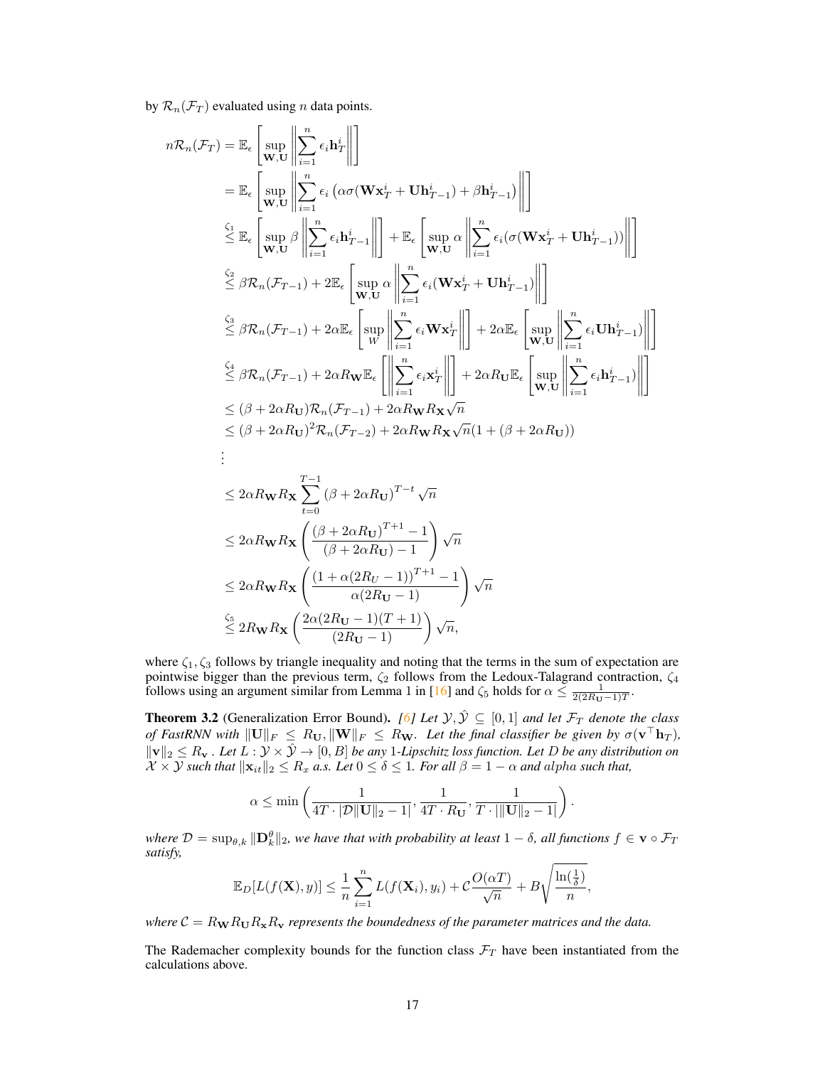by $\mathcal{R}_n(\mathcal{F}_T)$ evaluated using $n$ data points.

$$
\begin{aligned}
n\mathcal{R}_n(\mathcal{F}_T) &= \mathbb{E}_\epsilon\left[\sup_{\mathbf{W},\mathbf{U}}\left\|\sum_{i=1}^{n}\epsilon_i\mathbf{h}_T^i\right\|\right] \\
&= \mathbb{E}_\epsilon\left[\sup_{\mathbf{W},\mathbf{U}}\left\|\sum_{i=1}^{n}\epsilon_i\left(\alpha\sigma(\mathbf{W}\mathbf{x}_T^i+\mathbf{U}\mathbf{h}_{T-1}^i)+\beta\mathbf{h}_{T-1}^i\right)\right\|\right] \\
&\overset{\zeta_1}{\leq} \mathbb{E}_\epsilon\left[\sup_{\mathbf{W},\mathbf{U}}\beta\left\|\sum_{i=1}^{n}\epsilon_i\mathbf{h}_{T-1}^i\right\|\right]+\mathbb{E}_\epsilon\left[\sup_{\mathbf{W},\mathbf{U}}\alpha\left\|\sum_{i=1}^{n}\epsilon_i(\sigma(\mathbf{W}\mathbf{x}_T^i+\mathbf{U}\mathbf{h}_{T-1}^i))\right\|\right] \\
&\overset{\zeta_2}{\leq} \beta\mathcal{R}_n(\mathcal{F}_{T-1})+2\mathbb{E}_\epsilon\left[\sup_{\mathbf{W},\mathbf{U}}\alpha\left\|\sum_{i=1}^{n}\epsilon_i(\mathbf{W}\mathbf{x}_T^i+\mathbf{U}\mathbf{h}_{T-1}^i)\right\|\right] \\
&\overset{\zeta_3}{\leq} \beta\mathcal{R}_n(\mathcal{F}_{T-1})+2\alpha\mathbb{E}_\epsilon\left[\sup_{W}\left\|\sum_{i=1}^{n}\epsilon_i\mathbf{W}\mathbf{x}_T^i\right\|\right]+2\alpha\mathbb{E}_\epsilon\left[\sup_{\mathbf{W},\mathbf{U}}\left\|\sum_{i=1}^{n}\epsilon_i\mathbf{U}\mathbf{h}_{T-1}^i)\right\|\right] \\
&\overset{\zeta_4}{\leq} \beta\mathcal{R}_n(\mathcal{F}_{T-1})+2\alpha R_{\mathbf{W}}\mathbb{E}_\epsilon\left[\left\|\sum_{i=1}^{n}\epsilon_i\mathbf{x}_T^i\right\|\right]+2\alpha R_{\mathbf{U}}\mathbb{E}_\epsilon\left[\sup_{\mathbf{W},\mathbf{U}}\left\|\sum_{i=1}^{n}\epsilon_i\mathbf{h}_{T-1}^i)\right\|\right] \\
&\leq (\beta+2\alpha R_{\mathbf{U}})\mathcal{R}_n(\mathcal{F}_{T-1})+2\alpha R_{\mathbf{W}}R_{\mathbf{X}}\sqrt{n} \\
&\leq (\beta+2\alpha R_{\mathbf{U}})^2\mathcal{R}_n(\mathcal{F}_{T-2})+2\alpha R_{\mathbf{W}}R_{\mathbf{X}}\sqrt{n}(1+(\beta+2\alpha R_{\mathbf{U}})) \\
&\;\;\vdots \\
&\leq 2\alpha R_{\mathbf{W}}R_{\mathbf{X}}\sum_{t=0}^{T-1}\left(\beta+2\alpha R_{\mathbf{U}}\right)^{T-t}\sqrt{n} \\
&\leq 2\alpha R_{\mathbf{W}}R_{\mathbf{X}}\left(\frac{\left(\beta+2\alpha R_{\mathbf{U}}\right)^{T+1}-1}{(\beta+2\alpha R_{\mathbf{U}})-1}\right)\sqrt{n} \\
&\leq 2\alpha R_{\mathbf{W}}R_{\mathbf{X}}\left(\frac{\left(1+\alpha(2R_U-1)\right)^{T+1}-1}{\alpha(2R_{\mathbf{U}}-1)}\right)\sqrt{n} \\
&\overset{\zeta_5}{\leq} 2R_{\mathbf{W}}R_{\mathbf{X}}\left(\frac{2\alpha(2R_{\mathbf{U}}-1)(T+1)}{(2R_{\mathbf{U}}-1)}\right)\sqrt{n},
\end{aligned}
$$

where $\zeta_1, \zeta_3$ follows by triangle inequality and noting that the terms in the sum of expectation are pointwise bigger than the previous term, $\zeta_2$ follows from the Ledoux-Talagrand contraction, $\zeta_4$ follows using an argument similar from Lemma 1 in [16] and $\zeta_5$ holds for $\alpha \leq \frac{1}{2(2R_{\mathbf{U}}-1)T}$.

**Theorem 3.2** (Generalization Error Bound)**.** *[6] Let $\mathcal{Y}, \hat{\mathcal{Y}} \subseteq [0,1]$ and let $\mathcal{F}_T$ denote the class of FastRNN with $\|\mathbf{U}\|_F \leq R_{\mathbf{U}}, \|\mathbf{W}\|_F \leq R_{\mathbf{W}}$. Let the final classifier be given by $\sigma(\mathbf{v}^\top \mathbf{h}_T)$, $\|\mathbf{v}\|_2 \leq R_{\mathbf{v}}$ . Let $L : \mathcal{Y} \times \hat{\mathcal{Y}} \to [0, B]$ be any 1-Lipschitz loss function. Let $D$ be any distribution on $\mathcal{X} \times \mathcal{Y}$ such that $\|\mathbf{x}_{it}\|_2 \leq R_x$ a.s. Let $0 \leq \delta \leq 1$. For all $\beta = 1 - \alpha$ and $alpha$ such that,*

$$
\alpha \leq \min\left(\frac{1}{4T\cdot|\mathcal{D}\|\mathbf{U}\|_2-1|}, \frac{1}{4T\cdot R_{\mathbf{U}}}, \frac{1}{T\cdot|\|\mathbf{U}\|_2-1|}\right).
$$

*where $\mathcal{D} = \sup_{\theta,k}\|\mathbf{D}_k^\theta\|_2$, we have that with probability at least $1-\delta$, all functions $f \in \mathbf{v} \circ \mathcal{F}_T$ satisfy,*

$$
\mathbb{E}_D[L(f(\mathbf{X}), y)] \leq \frac{1}{n}\sum_{i=1}^{n}L(f(\mathbf{X}_i), y_i) + \mathcal{C}\frac{O(\alpha T)}{\sqrt{n}} + B\sqrt{\frac{\ln(\frac{1}{\delta})}{n}},
$$

*where $\mathcal{C} = R_{\mathbf{W}}R_{\mathbf{U}}R_{\mathbf{x}}R_{\mathbf{v}}$ represents the boundedness of the parameter matrices and the data.*

The Rademacher complexity bounds for the function class $\mathcal{F}_T$ have been instantiated from the calculations above.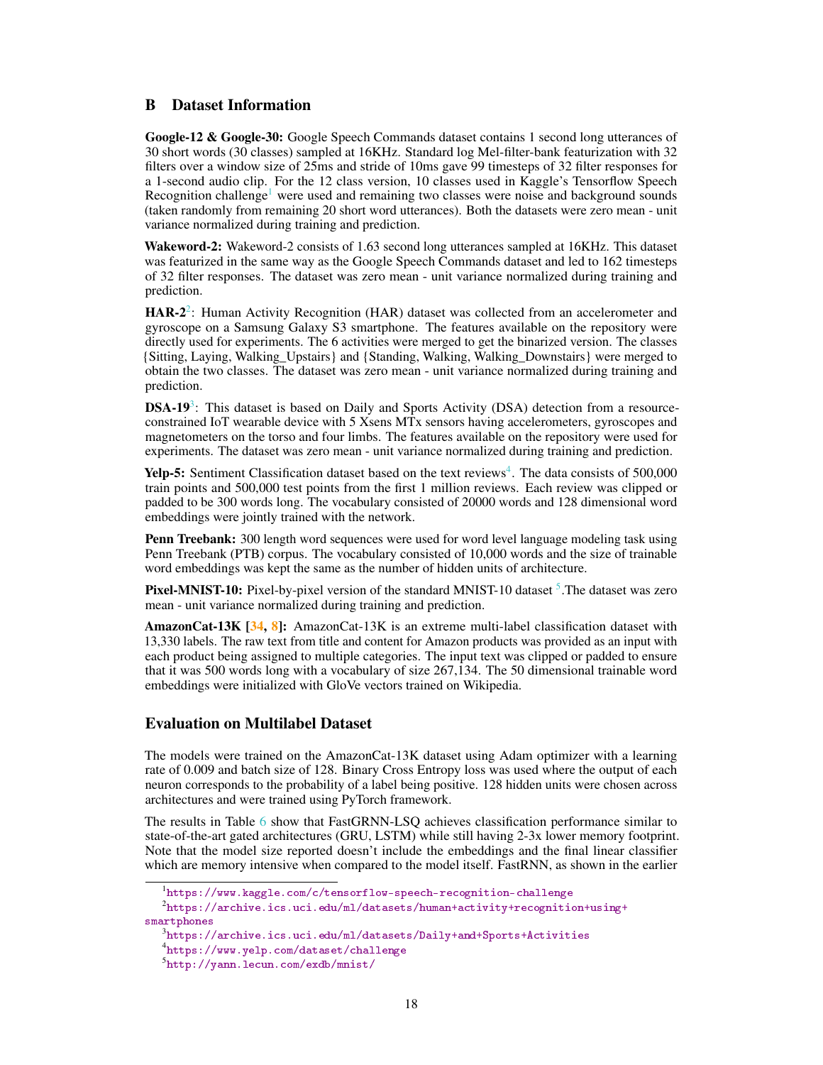## B Dataset Information

**Google-12 & Google-30:** Google Speech Commands dataset contains 1 second long utterances of 30 short words (30 classes) sampled at 16KHz. Standard log Mel-filter-bank featurization with 32 filters over a window size of 25ms and stride of 10ms gave 99 timesteps of 32 filter responses for a 1-second audio clip. For the 12 class version, 10 classes used in Kaggle's Tensorflow Speech Recognition challenge[1] were used and remaining two classes were noise and background sounds (taken randomly from remaining 20 short word utterances). Both the datasets were zero mean - unit variance normalized during training and prediction.

**Wakeword-2:** Wakeword-2 consists of 1.63 second long utterances sampled at 16KHz. This dataset was featurized in the same way as the Google Speech Commands dataset and led to 162 timesteps of 32 filter responses. The dataset was zero mean - unit variance normalized during training and prediction.

**HAR-2**[2]: Human Activity Recognition (HAR) dataset was collected from an accelerometer and gyroscope on a Samsung Galaxy S3 smartphone. The features available on the repository were directly used for experiments. The 6 activities were merged to get the binarized version. The classes {Sitting, Laying, Walking_Upstairs} and {Standing, Walking, Walking_Downstairs} were merged to obtain the two classes. The dataset was zero mean - unit variance normalized during training and prediction.

**DSA-19**[3]: This dataset is based on Daily and Sports Activity (DSA) detection from a resource-constrained IoT wearable device with 5 Xsens MTx sensors having accelerometers, gyroscopes and magnetometers on the torso and four limbs. The features available on the repository were used for experiments. The dataset was zero mean - unit variance normalized during training and prediction.

**Yelp-5:** Sentiment Classification dataset based on the text reviews[4]. The data consists of 500,000 train points and 500,000 test points from the first 1 million reviews. Each review was clipped or padded to be 300 words long. The vocabulary consisted of 20000 words and 128 dimensional word embeddings were jointly trained with the network.

**Penn Treebank:** 300 length word sequences were used for word level language modeling task using Penn Treebank (PTB) corpus. The vocabulary consisted of 10,000 words and the size of trainable word embeddings was kept the same as the number of hidden units of architecture.

**Pixel-MNIST-10:** Pixel-by-pixel version of the standard MNIST-10 dataset [5].The dataset was zero mean - unit variance normalized during training and prediction.

**AmazonCat-13K [34, 8]:** AmazonCat-13K is an extreme multi-label classification dataset with 13,330 labels. The raw text from title and content for Amazon products was provided as an input with each product being assigned to multiple categories. The input text was clipped or padded to ensure that it was 500 words long with a vocabulary of size 267,134. The 50 dimensional trainable word embeddings were initialized with GloVe vectors trained on Wikipedia.

## Evaluation on Multilabel Dataset

The models were trained on the AmazonCat-13K dataset using Adam optimizer with a learning rate of 0.009 and batch size of 128. Binary Cross Entropy loss was used where the output of each neuron corresponds to the probability of a label being positive. 128 hidden units were chosen across architectures and were trained using PyTorch framework.

The results in Table 6 show that FastGRNN-LSQ achieves classification performance similar to state-of-the-art gated architectures (GRU, LSTM) while still having 2-3x lower memory footprint. Note that the model size reported doesn't include the embeddings and the final linear classifier which are memory intensive when compared to the model itself. FastRNN, as shown in the earlier

---

[1] https://www.kaggle.com/c/tensorflow-speech-recognition-challenge

[2] https://archive.ics.uci.edu/ml/datasets/human+activity+recognition+using+smartphones

[3] https://archive.ics.uci.edu/ml/datasets/Daily+and+Sports+Activities

[4] https://www.yelp.com/dataset/challenge

[5] http://yann.lecun.com/exdb/mnist/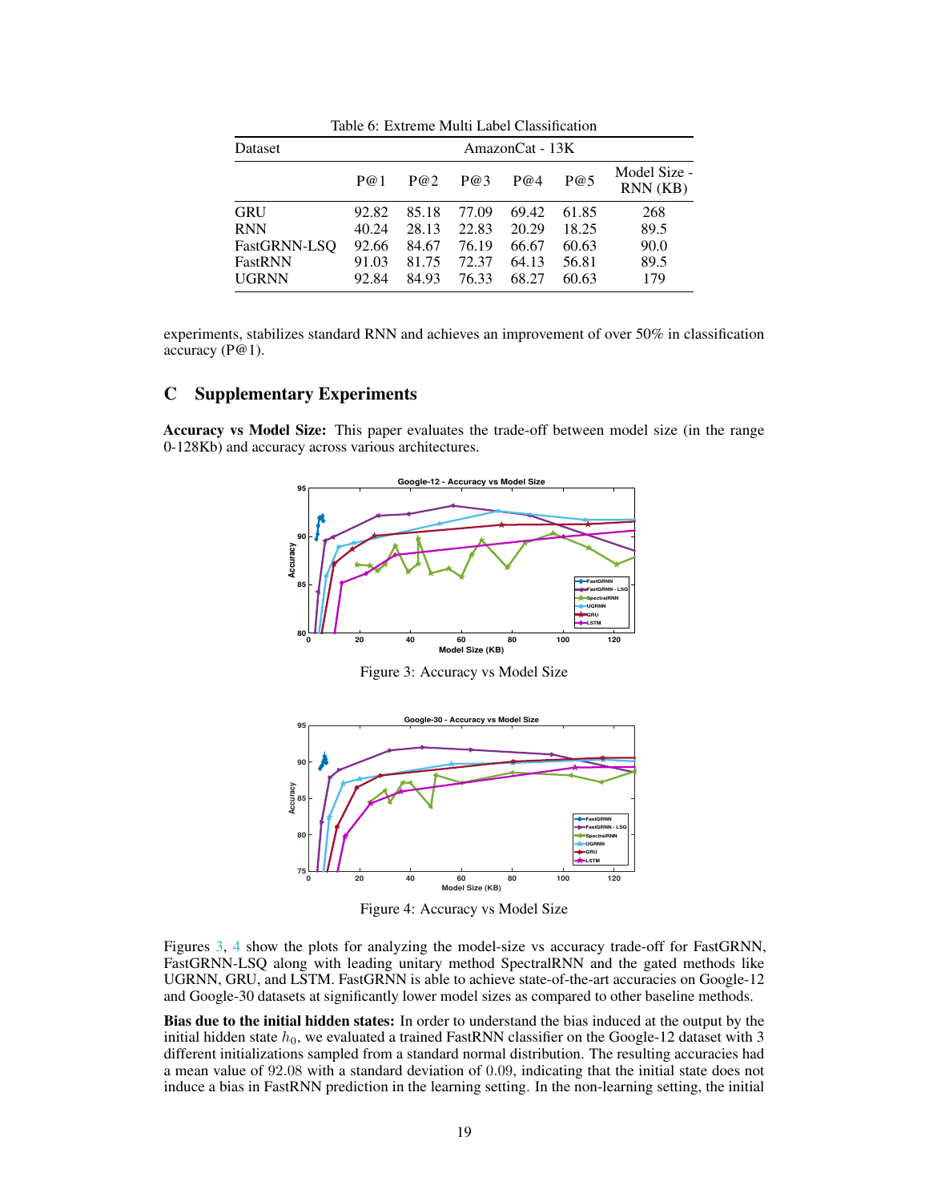Table 6: Extreme Multi Label Classification

| Dataset | AmazonCat - 13K | | | | | |
|---|---|---|---|---|---|---|
| | P@1 | P@2 | P@3 | P@4 | P@5 | Model Size - RNN (KB) |
| GRU | 92.82 | 85.18 | 77.09 | 69.42 | 61.85 | 268 |
| RNN | 40.24 | 28.13 | 22.83 | 20.29 | 18.25 | 89.5 |
| FastGRNN-LSQ | 92.66 | 84.67 | 76.19 | 66.67 | 60.63 | 90.0 |
| FastRNN | 91.03 | 81.75 | 72.37 | 64.13 | 56.81 | 89.5 |
| UGRNN | 92.84 | 84.93 | 76.33 | 68.27 | 60.63 | 179 |

experiments, stabilizes standard RNN and achieves an improvement of over 50% in classification accuracy (P@1).

## C Supplementary Experiments

**Accuracy vs Model Size:** This paper evaluates the trade-off between model size (in the range 0-128Kb) and accuracy across various architectures.

Figure 3: Accuracy vs Model Size

Figure 4: Accuracy vs Model Size

Figures 3, 4 show the plots for analyzing the model-size vs accuracy trade-off for FastGRNN, FastGRNN-LSQ along with leading unitary method SpectralRNN and the gated methods like UGRNN, GRU, and LSTM. FastGRNN is able to achieve state-of-the-art accuracies on Google-12 and Google-30 datasets at significantly lower model sizes as compared to other baseline methods.

**Bias due to the initial hidden states:** In order to understand the bias induced at the output by the initial hidden state $h_0$, we evaluated a trained FastRNN classifier on the Google-12 dataset with 3 different initializations sampled from a standard normal distribution. The resulting accuracies had a mean value of 92.08 with a standard deviation of 0.09, indicating that the initial state does not induce a bias in FastRNN prediction in the learning setting. In the non-learning setting, the initial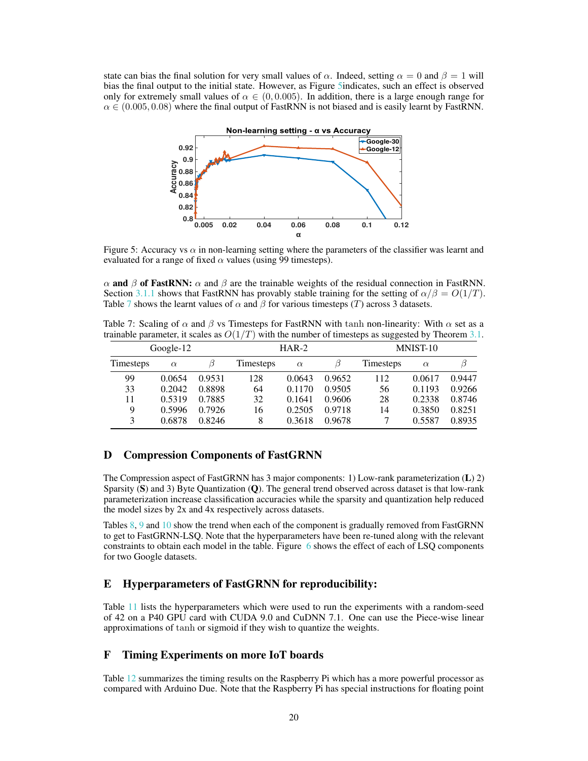state can bias the final solution for very small values of $\alpha$. Indeed, setting $\alpha = 0$ and $\beta = 1$ will bias the final output to the initial state. However, as Figure 5indicates, such an effect is observed only for extremely small values of $\alpha \in (0, 0.005)$. In addition, there is a large enough range for $\alpha \in (0.005, 0.08)$ where the final output of FastRNN is not biased and is easily learnt by FastRNN.

Figure 5: Accuracy vs $\alpha$ in non-learning setting where the parameters of the classifier was learnt and evaluated for a range of fixed $\alpha$ values (using 99 timesteps).

**$\alpha$ and $\beta$ of FastRNN:** $\alpha$ and $\beta$ are the trainable weights of the residual connection in FastRNN. Section 3.1.1 shows that FastRNN has provably stable training for the setting of $\alpha/\beta = O(1/T)$. Table 7 shows the learnt values of $\alpha$ and $\beta$ for various timesteps ($T$) across 3 datasets.

Table 7: Scaling of $\alpha$ and $\beta$ vs Timesteps for FastRNN with tanh non-linearity: With $\alpha$ set as a trainable parameter, it scales as $O(1/T)$ with the number of timesteps as suggested by Theorem 3.1.

| Google-12 | | | HAR-2 | | | MNIST-10 | | |
|---|---|---|---|---|---|---|---|---|
| Timesteps | $\alpha$ | $\beta$ | Timesteps | $\alpha$ | $\beta$ | Timesteps | $\alpha$ | $\beta$ |
| 99 | 0.0654 | 0.9531 | 128 | 0.0643 | 0.9652 | 112 | 0.0617 | 0.9447 |
| 33 | 0.2042 | 0.8898 | 64 | 0.1170 | 0.9505 | 56 | 0.1193 | 0.9266 |
| 11 | 0.5319 | 0.7885 | 32 | 0.1641 | 0.9606 | 28 | 0.2338 | 0.8746 |
| 9 | 0.5996 | 0.7926 | 16 | 0.2505 | 0.9718 | 14 | 0.3850 | 0.8251 |
| 3 | 0.6878 | 0.8246 | 8 | 0.3618 | 0.9678 | 7 | 0.5587 | 0.8935 |

## D Compression Components of FastGRNN

The Compression aspect of FastGRNN has 3 major components: 1) Low-rank parameterization (**L**) 2) Sparsity (**S**) and 3) Byte Quantization (**Q**). The general trend observed across dataset is that low-rank parameterization increase classification accuracies while the sparsity and quantization help reduced the model sizes by 2x and 4x respectively across datasets.

Tables 8, 9 and 10 show the trend when each of the component is gradually removed from FastGRNN to get to FastGRNN-LSQ. Note that the hyperparameters have been re-tuned along with the relevant constraints to obtain each model in the table. Figure 6 shows the effect of each of LSQ components for two Google datasets.

## E Hyperparameters of FastGRNN for reproducibility:

Table 11 lists the hyperparameters which were used to run the experiments with a random-seed of 42 on a P40 GPU card with CUDA 9.0 and CuDNN 7.1. One can use the Piece-wise linear approximations of tanh or sigmoid if they wish to quantize the weights.

## F Timing Experiments on more IoT boards

Table 12 summarizes the timing results on the Raspberry Pi which has a more powerful processor as compared with Arduino Due. Note that the Raspberry Pi has special instructions for floating point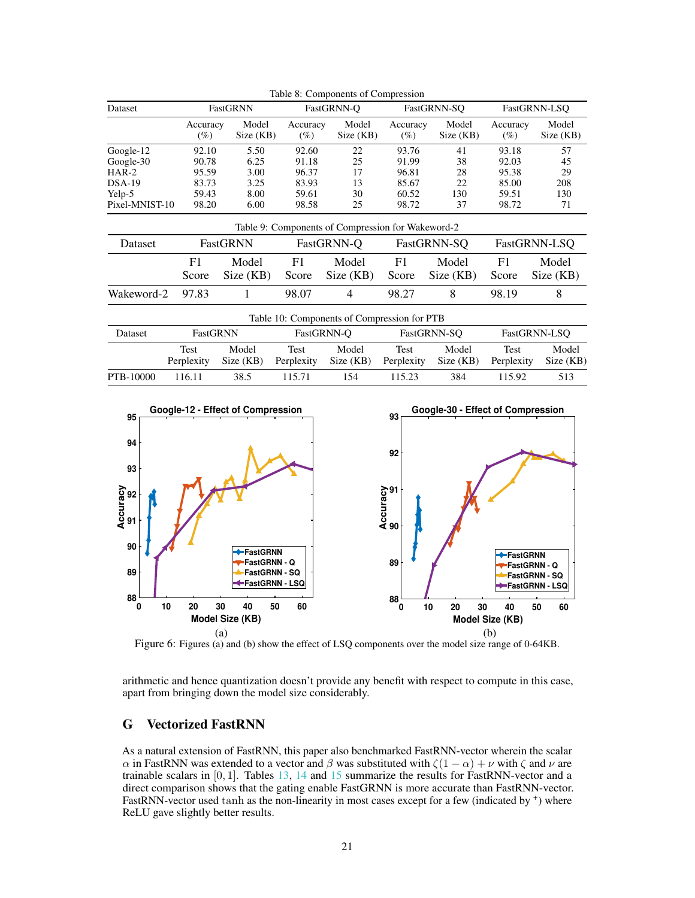Table 8: Components of Compression

| Dataset | FastGRNN | | FastGRNN-Q | | FastGRNN-SQ | | FastGRNN-LSQ | |
|---|---|---|---|---|---|---|---|---|
| | Accuracy (%) | Model Size (KB) | Accuracy (%) | Model Size (KB) | Accuracy (%) | Model Size (KB) | Accuracy (%) | Model Size (KB) |
| Google-12 | 92.10 | 5.50 | 92.60 | 22 | 93.76 | 41 | 93.18 | 57 |
| Google-30 | 90.78 | 6.25 | 91.18 | 25 | 91.99 | 38 | 92.03 | 45 |
| HAR-2 | 95.59 | 3.00 | 96.37 | 17 | 96.81 | 28 | 95.38 | 29 |
| DSA-19 | 83.73 | 3.25 | 83.93 | 13 | 85.67 | 22 | 85.00 | 208 |
| Yelp-5 | 59.43 | 8.00 | 59.61 | 30 | 60.52 | 130 | 59.51 | 130 |
| Pixel-MNIST-10 | 98.20 | 6.00 | 98.58 | 25 | 98.72 | 37 | 98.72 | 71 |

Table 9: Components of Compression for Wakeword-2

| Dataset | FastGRNN | | FastGRNN-Q | | FastGRNN-SQ | | FastGRNN-LSQ | |
|---|---|---|---|---|---|---|---|---|
| | F1 Score | Model Size (KB) | F1 Score | Model Size (KB) | F1 Score | Model Size (KB) | F1 Score | Model Size (KB) |
| Wakeword-2 | 97.83 | 1 | 98.07 | 4 | 98.27 | 8 | 98.19 | 8 |

Table 10: Components of Compression for PTB

| Dataset | FastGRNN | | FastGRNN-Q | | FastGRNN-SQ | | FastGRNN-LSQ | |
|---|---|---|---|---|---|---|---|---|
| | Test Perplexity | Model Size (KB) | Test Perplexity | Model Size (KB) | Test Perplexity | Model Size (KB) | Test Perplexity | Model Size (KB) |
| PTB-10000 | 116.11 | 38.5 | 115.71 | 154 | 115.23 | 384 | 115.92 | 513 |

Figure 6: Figures (a) and (b) show the effect of LSQ components over the model size range of 0-64KB.

arithmetic and hence quantization doesn't provide any benefit with respect to compute in this case, apart from bringing down the model size considerably.

## G Vectorized FastRNN

As a natural extension of FastRNN, this paper also benchmarked FastRNN-vector wherein the scalar $\alpha$ in FastRNN was extended to a vector and $\beta$ was substituted with $\zeta(1-\alpha)+\nu$ with $\zeta$ and $\nu$ are trainable scalars in $[0, 1]$. Tables 13, 14 and 15 summarize the results for FastRNN-vector and a direct comparison shows that the gating enable FastGRNN is more accurate than FastRNN-vector. FastRNN-vector used tanh as the non-linearity in most cases except for a few (indicated by $^+$) where ReLU gave slightly better results.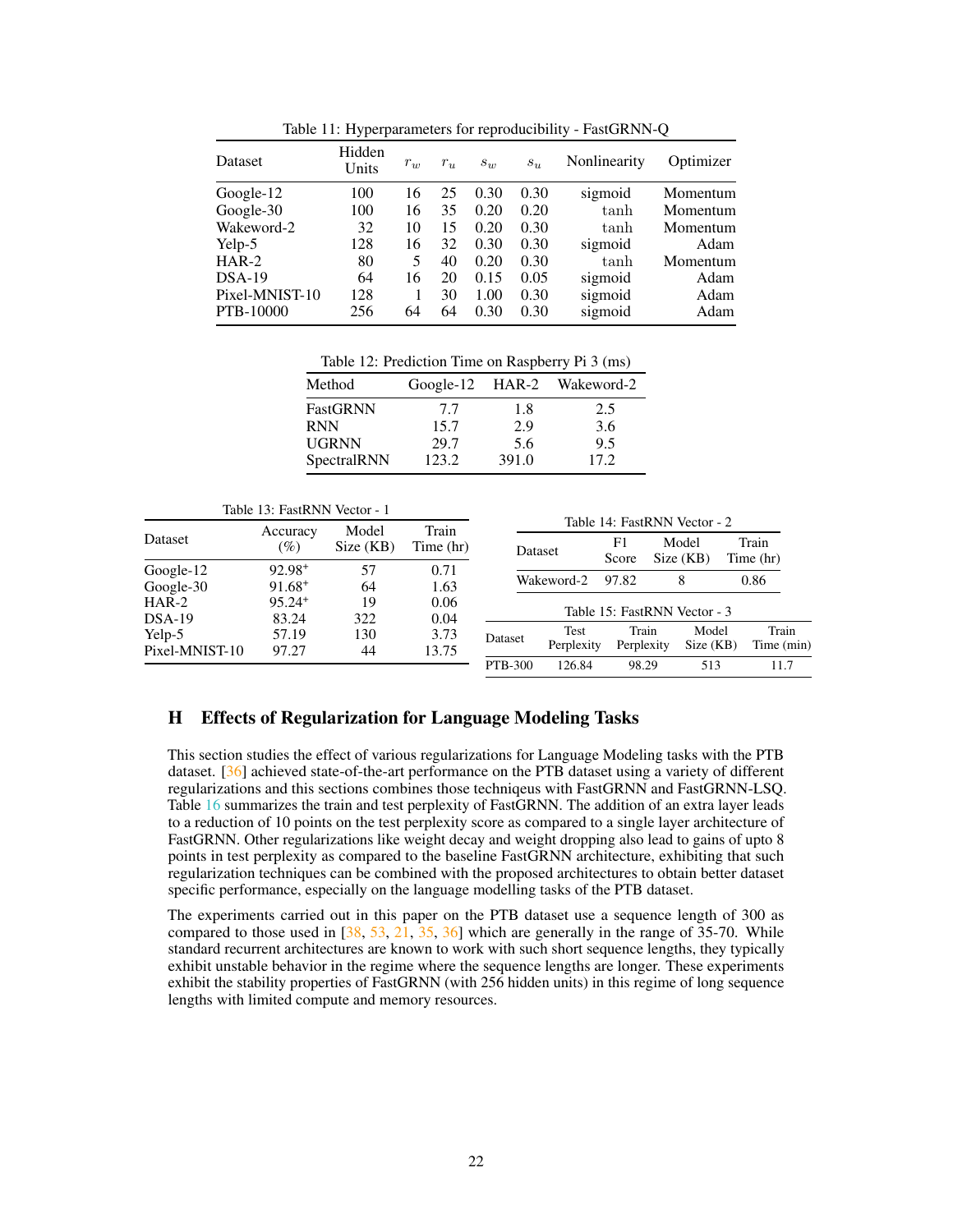Table 11: Hyperparameters for reproducibility - FastGRNN-Q

| Dataset | Hidden Units | $r_w$ | $r_u$ | $s_w$ | $s_u$ | Nonlinearity | Optimizer |
|---|---|---|---|---|---|---|---|
| Google-12 | 100 | 16 | 25 | 0.30 | 0.30 | sigmoid | Momentum |
| Google-30 | 100 | 16 | 35 | 0.20 | 0.20 | tanh | Momentum |
| Wakeword-2 | 32 | 10 | 15 | 0.20 | 0.30 | tanh | Momentum |
| Yelp-5 | 128 | 16 | 32 | 0.30 | 0.30 | sigmoid | Adam |
| HAR-2 | 80 | 5 | 40 | 0.20 | 0.30 | tanh | Momentum |
| DSA-19 | 64 | 16 | 20 | 0.15 | 0.05 | sigmoid | Adam |
| Pixel-MNIST-10 | 128 | 1 | 30 | 1.00 | 0.30 | sigmoid | Adam |
| PTB-10000 | 256 | 64 | 64 | 0.30 | 0.30 | sigmoid | Adam |

Table 12: Prediction Time on Raspberry Pi 3 (ms)

| Method | Google-12 | HAR-2 | Wakeword-2 |
|---|---|---|---|
| FastGRNN | 7.7 | 1.8 | 2.5 |
| RNN | 15.7 | 2.9 | 3.6 |
| UGRNN | 29.7 | 5.6 | 9.5 |
| SpectralRNN | 123.2 | 391.0 | 17.2 |

Table 13: FastRNN Vector - 1

| Dataset | Accuracy (%) | Model Size (KB) | Train Time (hr) |
|---|---|---|---|
| Google-12 | 92.98[+] | 57 | 0.71 |
| Google-30 | 91.68[+] | 64 | 1.63 |
| HAR-2 | 95.24[+] | 19 | 0.06 |
| DSA-19 | 83.24 | 322 | 0.04 |
| Yelp-5 | 57.19 | 130 | 3.73 |
| Pixel-MNIST-10 | 97.27 | 44 | 13.75 |

Table 14: FastRNN Vector - 2

| Dataset | F1 Score | Model Size (KB) | Train Time (hr) |
|---|---|---|---|
| Wakeword-2 | 97.82 | 8 | 0.86 |

Table 15: FastRNN Vector - 3

| Dataset | Test Perplexity | Train Perplexity | Model Size (KB) | Train Time (min) |
|---|---|---|---|---|
| PTB-300 | 126.84 | 98.29 | 513 | 11.7 |

## H Effects of Regularization for Language Modeling Tasks

This section studies the effect of various regularizations for Language Modeling tasks with the PTB dataset. [36] achieved state-of-the-art performance on the PTB dataset using a variety of different regularizations and this sections combines those techniqeus with FastGRNN and FastGRNN-LSQ. Table 16 summarizes the train and test perplexity of FastGRNN. The addition of an extra layer leads to a reduction of 10 points on the test perplexity score as compared to a single layer architecture of FastGRNN. Other regularizations like weight decay and weight dropping also lead to gains of upto 8 points in test perplexity as compared to the baseline FastGRNN architecture, exhibiting that such regularization techniques can be combined with the proposed architectures to obtain better dataset specific performance, especially on the language modelling tasks of the PTB dataset.

The experiments carried out in this paper on the PTB dataset use a sequence length of 300 as compared to those used in [38, 53, 21, 35, 36] which are generally in the range of 35-70. While standard recurrent architectures are known to work with such short sequence lengths, they typically exhibit unstable behavior in the regime where the sequence lengths are longer. These experiments exhibit the stability properties of FastGRNN (with 256 hidden units) in this regime of long sequence lengths with limited compute and memory resources.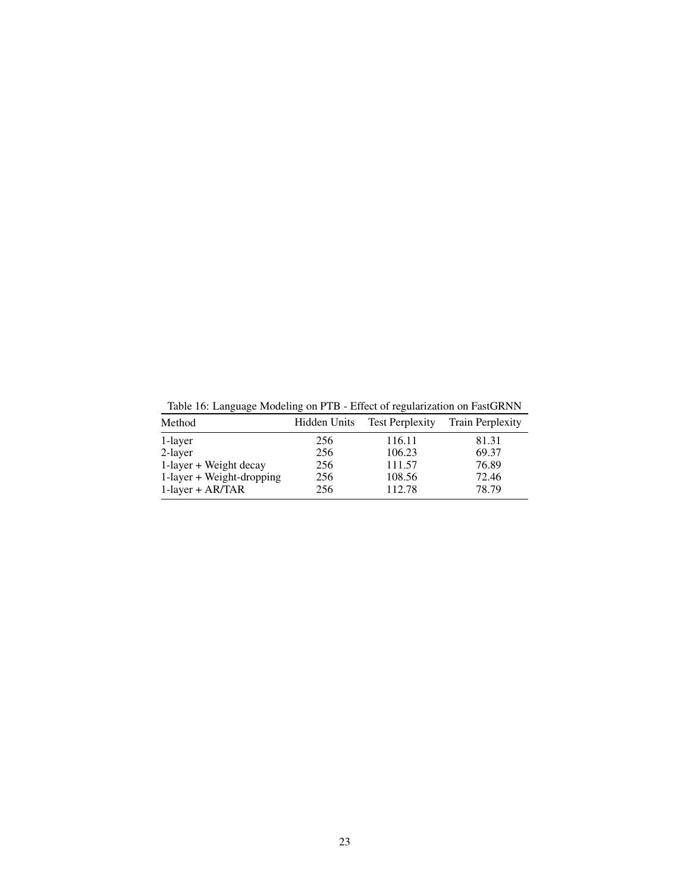Table 16: Language Modeling on PTB - Effect of regularization on FastGRNN

| Method | Hidden Units | Test Perplexity | Train Perplexity |
|---|---|---|---|
| 1-layer | 256 | 116.11 | 81.31 |
| 2-layer | 256 | 106.23 | 69.37 |
| 1-layer + Weight decay | 256 | 111.57 | 76.89 |
| 1-layer + Weight-dropping | 256 | 108.56 | 72.46 |
| 1-layer + AR/TAR | 256 | 112.78 | 78.79 |